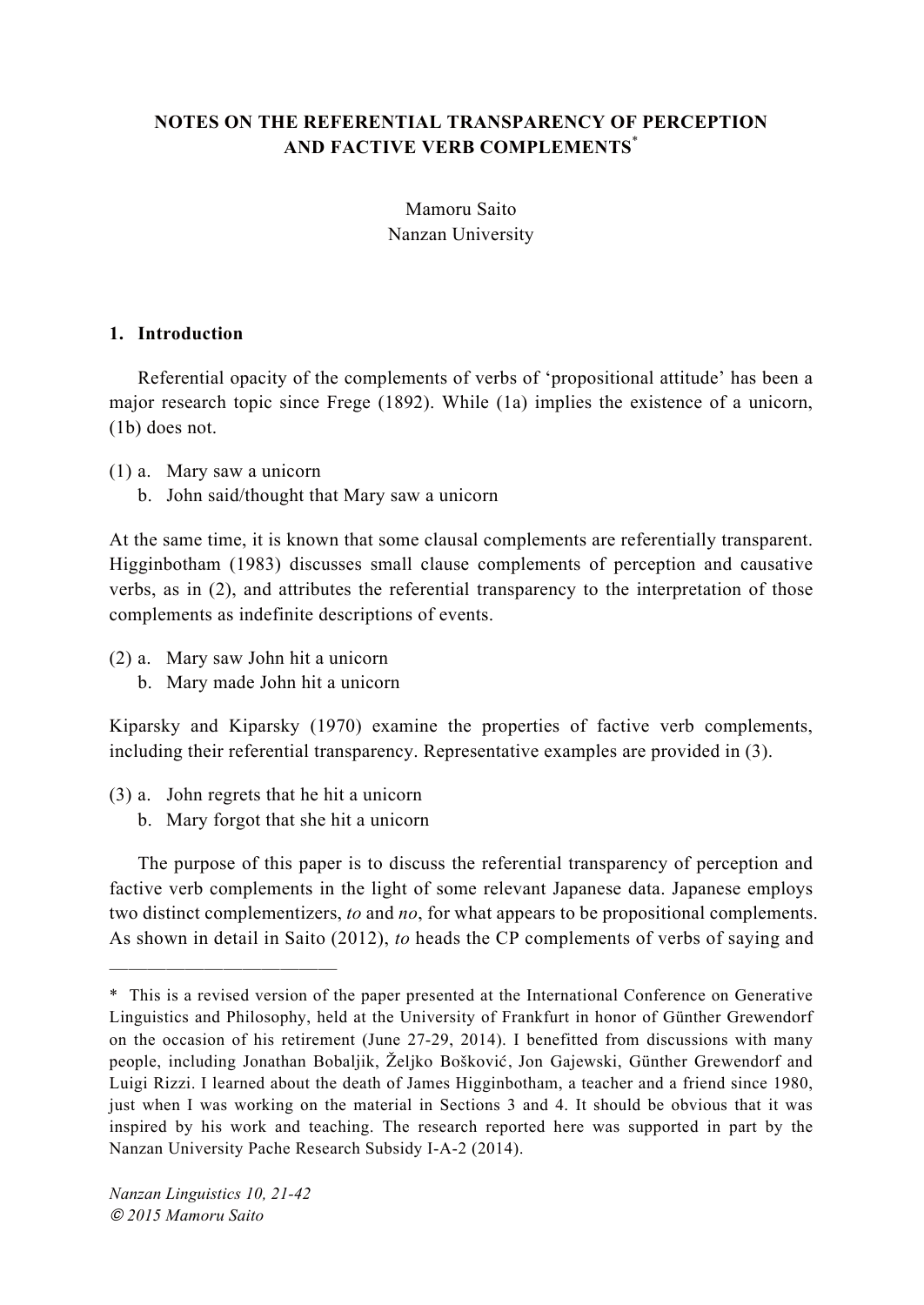# NOTES ON THE REFERENTIAL TRANSPARENCY OF PERCEPTION AND FACTIVE VERB COMPLEMENTS[*]

Mamoru Saito
Nanzan University

## 1. Introduction

Referential opacity of the complements of verbs of 'propositional attitude' has been a major research topic since Frege (1892). While (1a) implies the existence of a unicorn, (1b) does not.

(1) a. Mary saw a unicorn
  b. John said/thought that Mary saw a unicorn

At the same time, it is known that some clausal complements are referentially transparent. Higginbotham (1983) discusses small clause complements of perception and causative verbs, as in (2), and attributes the referential transparency to the interpretation of those complements as indefinite descriptions of events.

(2) a. Mary saw John hit a unicorn
  b. Mary made John hit a unicorn

Kiparsky and Kiparsky (1970) examine the properties of factive verb complements, including their referential transparency. Representative examples are provided in (3).

(3) a. John regrets that he hit a unicorn
  b. Mary forgot that she hit a unicorn

The purpose of this paper is to discuss the referential transparency of perception and factive verb complements in the light of some relevant Japanese data. Japanese employs two distinct complementizers, *to* and *no*, for what appears to be propositional complements. As shown in detail in Saito (2012), *to* heads the CP complements of verbs of saying and

---

\* This is a revised version of the paper presented at the International Conference on Generative Linguistics and Philosophy, held at the University of Frankfurt in honor of Günther Grewendorf on the occasion of his retirement (June 27-29, 2014). I benefitted from discussions with many people, including Jonathan Bobaljik, Željko Bošković, Jon Gajewski, Günther Grewendorf and Luigi Rizzi. I learned about the death of James Higginbotham, a teacher and a friend since 1980, just when I was working on the material in Sections 3 and 4. It should be obvious that it was inspired by his work and teaching. The research reported here was supported in part by the Nanzan University Pache Research Subsidy I-A-2 (2014).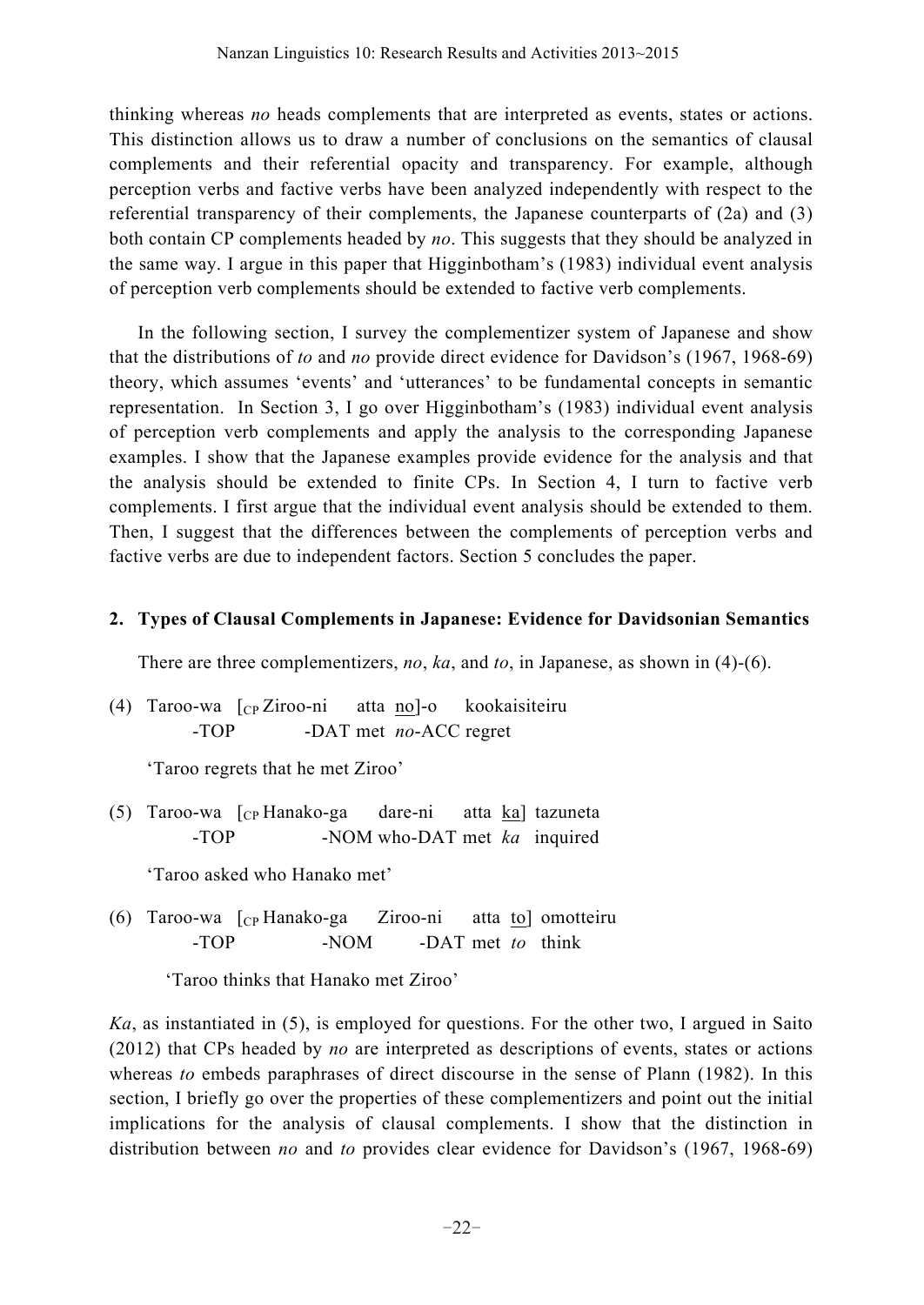thinking whereas *no* heads complements that are interpreted as events, states or actions. This distinction allows us to draw a number of conclusions on the semantics of clausal complements and their referential opacity and transparency. For example, although perception verbs and factive verbs have been analyzed independently with respect to the referential transparency of their complements, the Japanese counterparts of (2a) and (3) both contain CP complements headed by *no*. This suggests that they should be analyzed in the same way. I argue in this paper that Higginbotham's (1983) individual event analysis of perception verb complements should be extended to factive verb complements.

In the following section, I survey the complementizer system of Japanese and show that the distributions of *to* and *no* provide direct evidence for Davidson's (1967, 1968-69) theory, which assumes 'events' and 'utterances' to be fundamental concepts in semantic representation. In Section 3, I go over Higginbotham's (1983) individual event analysis of perception verb complements and apply the analysis to the corresponding Japanese examples. I show that the Japanese examples provide evidence for the analysis and that the analysis should be extended to finite CPs. In Section 4, I turn to factive verb complements. I first argue that the individual event analysis should be extended to them. Then, I suggest that the differences between the complements of perception verbs and factive verbs are due to independent factors. Section 5 concludes the paper.

## 2. Types of Clausal Complements in Japanese: Evidence for Davidsonian Semantics

There are three complementizers, *no*, *ka*, and *to*, in Japanese, as shown in (4)-(6).

(4) Taroo-wa [$_{CP}$ Ziroo-ni atta <u>no</u>]-o kookaisiteiru
 -TOP -DAT met *no*-ACC regret

 'Taroo regrets that he met Ziroo'

(5) Taroo-wa [$_{CP}$ Hanako-ga dare-ni atta <u>ka</u>] tazuneta
 -TOP -NOM who-DAT met *ka* inquired

 'Taroo asked who Hanako met'

(6) Taroo-wa [$_{CP}$ Hanako-ga Ziroo-ni atta <u>to</u>] omotteiru
 -TOP -NOM -DAT met *to* think

 'Taroo thinks that Hanako met Ziroo'

*Ka*, as instantiated in (5), is employed for questions. For the other two, I argued in Saito (2012) that CPs headed by *no* are interpreted as descriptions of events, states or actions whereas *to* embeds paraphrases of direct discourse in the sense of Plann (1982). In this section, I briefly go over the properties of these complementizers and point out the initial implications for the analysis of clausal complements. I show that the distinction in distribution between *no* and *to* provides clear evidence for Davidson's (1967, 1968-69)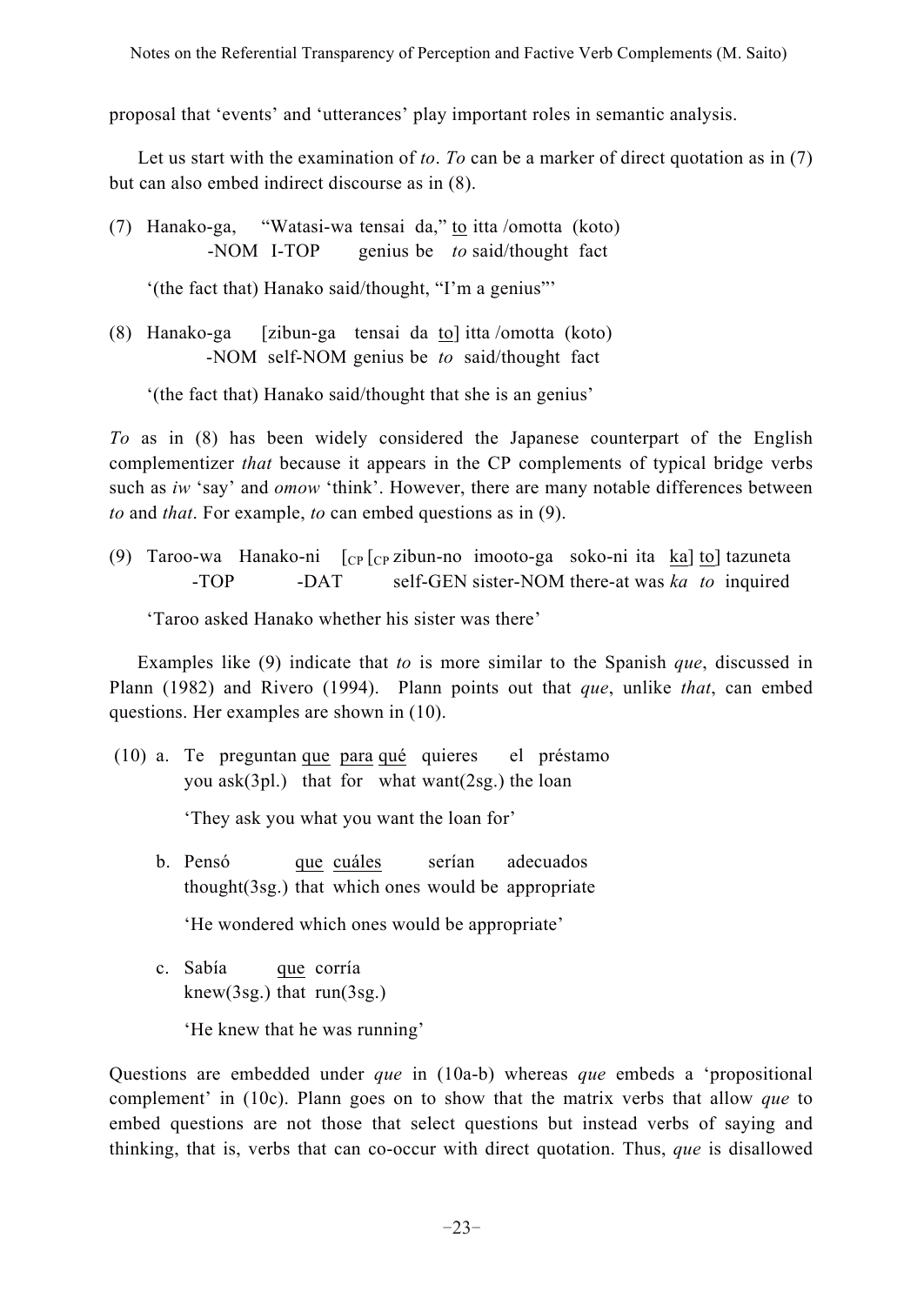proposal that 'events' and 'utterances' play important roles in semantic analysis.

Let us start with the examination of *to*. *To* can be a marker of direct quotation as in (7) but can also embed indirect discourse as in (8).

(7) Hanako-ga, "Watasi-wa tensai da," <u>to</u> itta /omotta (koto)
  -NOM I-TOP genius be *to* said/thought fact

  '(the fact that) Hanako said/thought, "I'm a genius"'

(8) Hanako-ga [zibun-ga tensai da <u>to</u>] itta /omotta (koto)
  -NOM self-NOM genius be *to* said/thought fact

  '(the fact that) Hanako said/thought that she is an genius'

*To* as in (8) has been widely considered the Japanese counterpart of the English complementizer *that* because it appears in the CP complements of typical bridge verbs such as *iw* 'say' and *omow* 'think'. However, there are many notable differences between *to* and *that*. For example, *to* can embed questions as in (9).

(9) Taroo-wa Hanako-ni [$_{CP}$ [$_{CP}$ zibun-no imooto-ga soko-ni ita <u>ka</u>] <u>to</u>] tazuneta
  -TOP -DAT self-GEN sister-NOM there-at was *ka* *to* inquired

  'Taroo asked Hanako whether his sister was there'

Examples like (9) indicate that *to* is more similar to the Spanish *que*, discussed in Plann (1982) and Rivero (1994). Plann points out that *que*, unlike *that*, can embed questions. Her examples are shown in (10).

(10) a. Te preguntan <u>que</u> <u>para</u> <u>qué</u> quieres el préstamo
  you ask(3pl.) that for what want(2sg.) the loan

  'They ask you what you want the loan for'

 b. Pensó <u>que</u> <u>cuáles</u> serían adecuados
  thought(3sg.) that which ones would be appropriate

  'He wondered which ones would be appropriate'

 c. Sabía <u>que</u> corría
  knew(3sg.) that run(3sg.)

  'He knew that he was running'

Questions are embedded under *que* in (10a-b) whereas *que* embeds a 'propositional complement' in (10c). Plann goes on to show that the matrix verbs that allow *que* to embed questions are not those that select questions but instead verbs of saying and thinking, that is, verbs that can co-occur with direct quotation. Thus, *que* is disallowed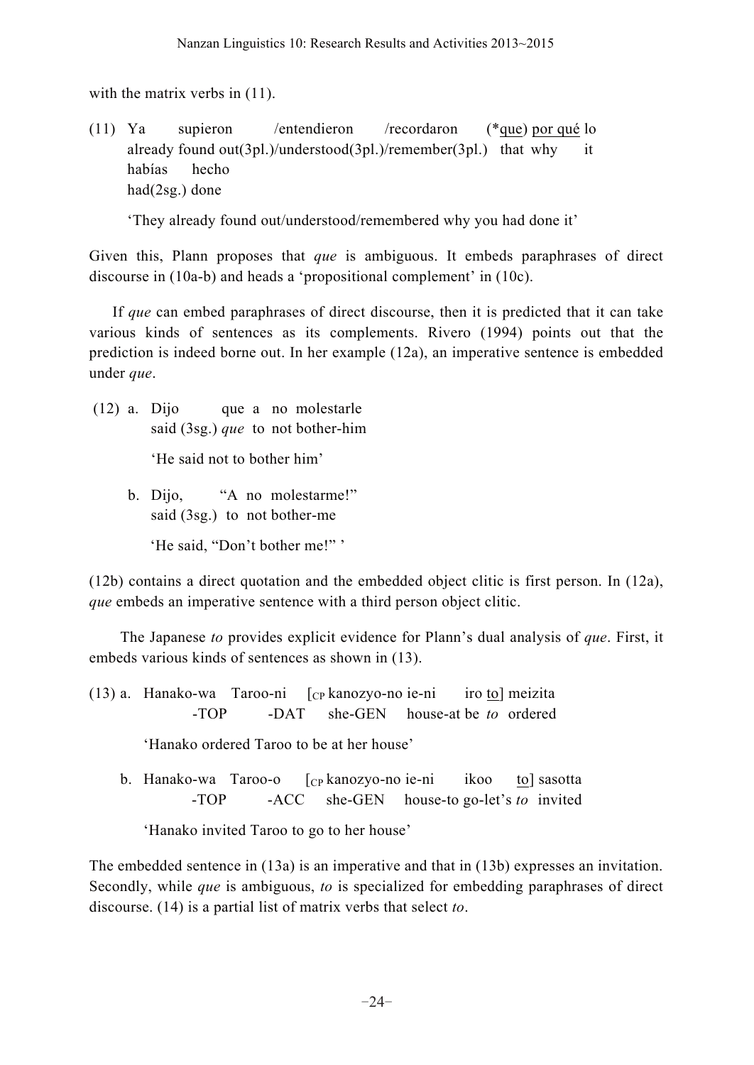with the matrix verbs in (11).

(11) Ya supieron /entendieron /recordaron (*<u>que</u>) <u>por qué</u> lo
already found out(3pl.)/understood(3pl.)/remember(3pl.) that why it
habías hecho
had(2sg.) done

'They already found out/understood/remembered why you had done it'

Given this, Plann proposes that *que* is ambiguous. It embeds paraphrases of direct discourse in (10a-b) and heads a 'propositional complement' in (10c).

If *que* can embed paraphrases of direct discourse, then it is predicted that it can take various kinds of sentences as its complements. Rivero (1994) points out that the prediction is indeed borne out. In her example (12a), an imperative sentence is embedded under *que*.

(12) a. Dijo que a no molestarle
said (3sg.) *que* to not bother-him

'He said not to bother him'

b. Dijo, "A no molestarme!"
said (3sg.) to not bother-me

'He said, "Don't bother me!" '

(12b) contains a direct quotation and the embedded object clitic is first person. In (12a), *que* embeds an imperative sentence with a third person object clitic.

The Japanese *to* provides explicit evidence for Plann's dual analysis of *que*. First, it embeds various kinds of sentences as shown in (13).

(13) a. Hanako-wa Taroo-ni [$_{CP}$ kanozyo-no ie-ni iro <u>to</u>] meizita
-TOP -DAT she-GEN house-at be *to* ordered

'Hanako ordered Taroo to be at her house'

b. Hanako-wa Taroo-o [$_{CP}$ kanozyo-no ie-ni ikoo <u>to</u>] sasotta
-TOP -ACC she-GEN house-to go-let's *to* invited

'Hanako invited Taroo to go to her house'

The embedded sentence in (13a) is an imperative and that in (13b) expresses an invitation. Secondly, while *que* is ambiguous, *to* is specialized for embedding paraphrases of direct discourse. (14) is a partial list of matrix verbs that select *to*.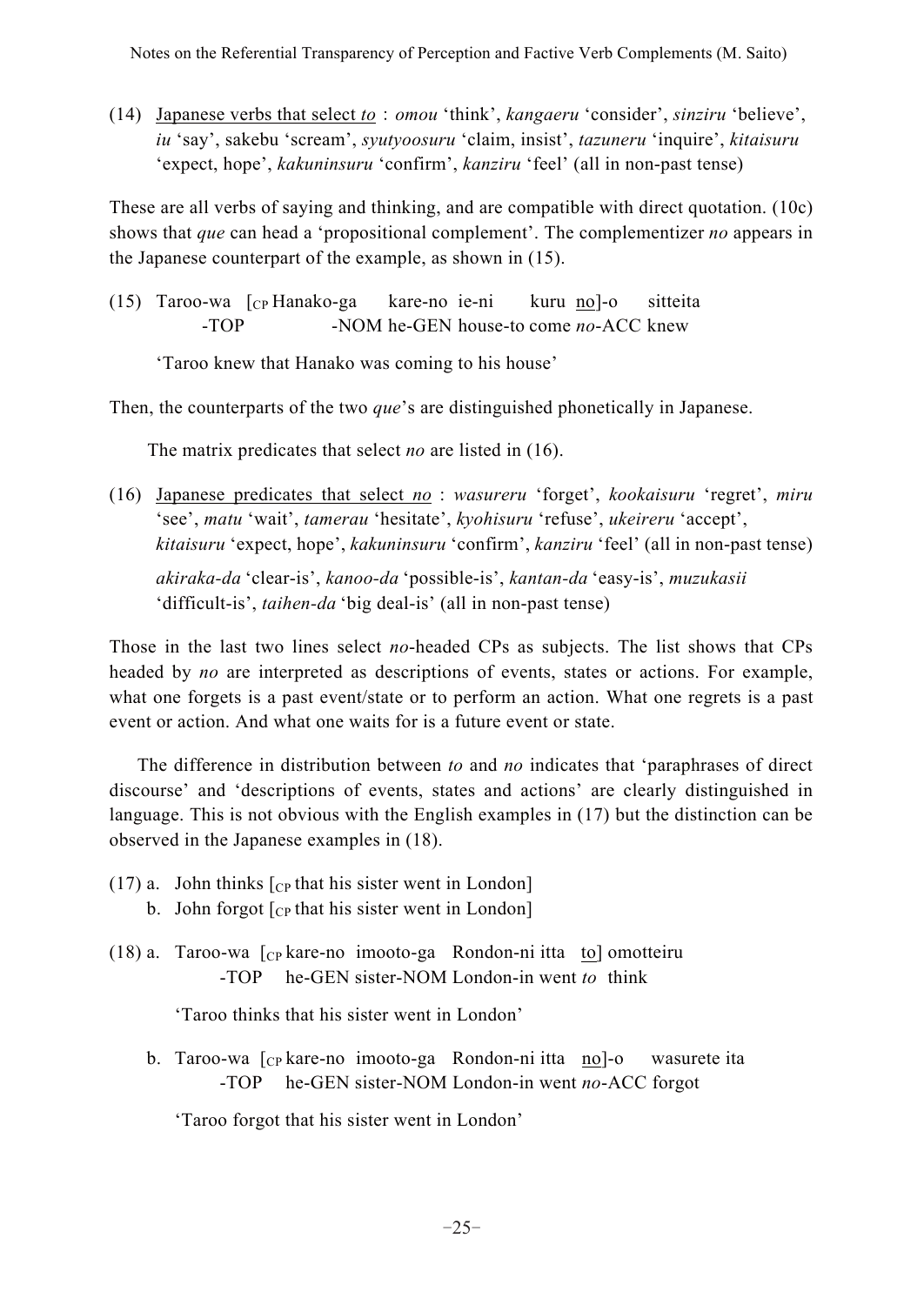(14) <u>Japanese verbs that select *to*</u> : *omou* 'think', *kangaeru* 'consider', *sinziru* 'believe', *iu* 'say', sakebu 'scream', *syutyoosuru* 'claim, insist', *tazuneru* 'inquire', *kitaisuru* 'expect, hope', *kakuninsuru* 'confirm', *kanziru* 'feel' (all in non-past tense)

These are all verbs of saying and thinking, and are compatible with direct quotation. (10c) shows that *que* can head a 'propositional complement'. The complementizer *no* appears in the Japanese counterpart of the example, as shown in (15).

(15) Taroo-wa [$_{CP}$ Hanako-ga kare-no ie-ni kuru <u>no</u>]-o sitteita
-TOP -NOM he-GEN house-to come *no*-ACC knew

'Taroo knew that Hanako was coming to his house'

Then, the counterparts of the two *que*'s are distinguished phonetically in Japanese.

The matrix predicates that select *no* are listed in (16).

(16) <u>Japanese predicates that select *no*</u> : *wasureru* 'forget', *kookaisuru* 'regret', *miru* 'see', *matu* 'wait', *tamerau* 'hesitate', *kyohisuru* 'refuse', *ukeireru* 'accept', *kitaisuru* 'expect, hope', *kakuninsuru* 'confirm', *kanziru* 'feel' (all in non-past tense)

*akiraka-da* 'clear-is', *kanoo-da* 'possible-is', *kantan-da* 'easy-is', *muzukasii* 'difficult-is', *taihen-da* 'big deal-is' (all in non-past tense)

Those in the last two lines select *no*-headed CPs as subjects. The list shows that CPs headed by *no* are interpreted as descriptions of events, states or actions. For example, what one forgets is a past event/state or to perform an action. What one regrets is a past event or action. And what one waits for is a future event or state.

The difference in distribution between *to* and *no* indicates that 'paraphrases of direct discourse' and 'descriptions of events, states and actions' are clearly distinguished in language. This is not obvious with the English examples in (17) but the distinction can be observed in the Japanese examples in (18).

(17) a. John thinks [$_{CP}$ that his sister went in London]
b. John forgot [$_{CP}$ that his sister went in London]

(18) a. Taroo-wa [$_{CP}$ kare-no imooto-ga Rondon-ni itta <u>to</u>] omotteiru
-TOP he-GEN sister-NOM London-in went *to* think

'Taroo thinks that his sister went in London'

b. Taroo-wa [$_{CP}$ kare-no imooto-ga Rondon-ni itta <u>no</u>]-o wasurete ita
-TOP he-GEN sister-NOM London-in went *no*-ACC forgot

'Taroo forgot that his sister went in London'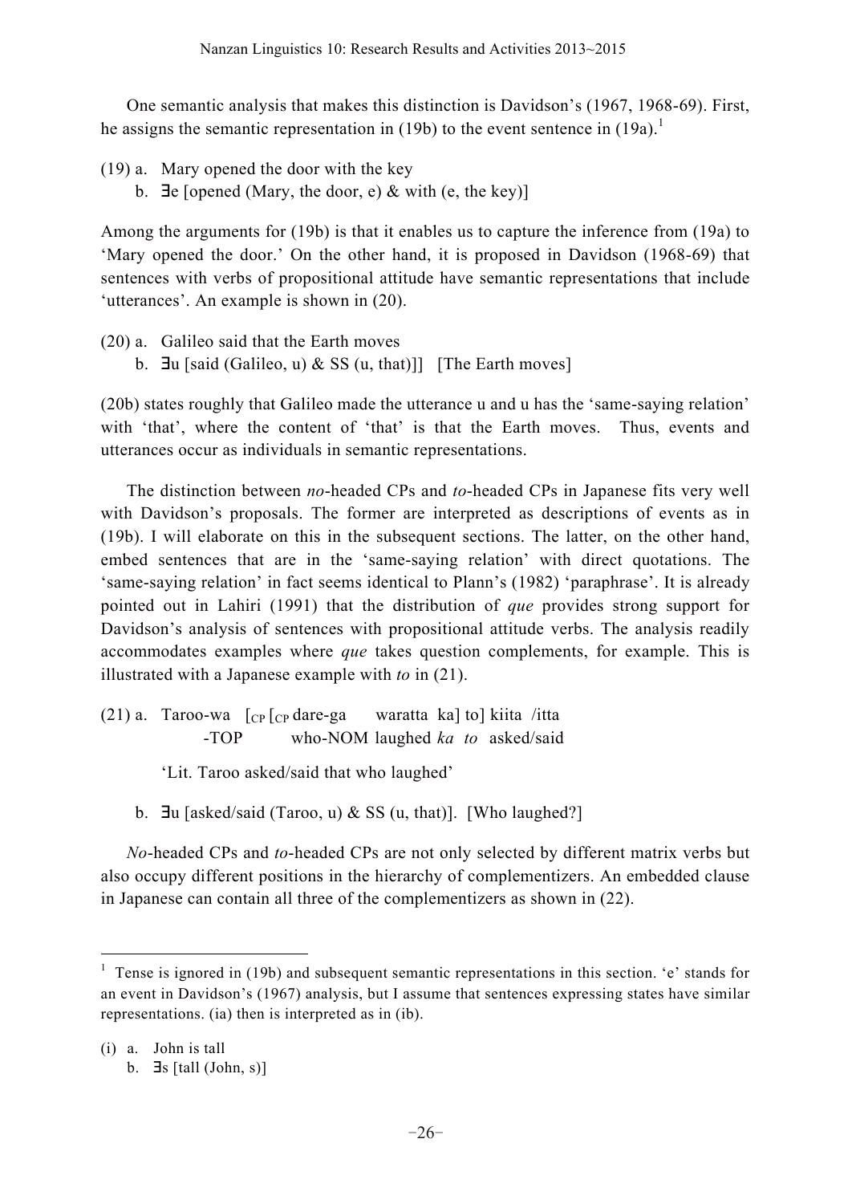One semantic analysis that makes this distinction is Davidson's (1967, 1968-69). First, he assigns the semantic representation in (19b) to the event sentence in (19a).[1]

(19) a. Mary opened the door with the key
 b. ∃e [opened (Mary, the door, e) & with (e, the key)]

Among the arguments for (19b) is that it enables us to capture the inference from (19a) to 'Mary opened the door.' On the other hand, it is proposed in Davidson (1968-69) that sentences with verbs of propositional attitude have semantic representations that include 'utterances'. An example is shown in (20).

(20) a. Galileo said that the Earth moves
 b. ∃u [said (Galileo, u) & SS (u, that)]] [The Earth moves]

(20b) states roughly that Galileo made the utterance u and u has the 'same-saying relation' with 'that', where the content of 'that' is that the Earth moves. Thus, events and utterances occur as individuals in semantic representations.

The distinction between *no*-headed CPs and *to*-headed CPs in Japanese fits very well with Davidson's proposals. The former are interpreted as descriptions of events as in (19b). I will elaborate on this in the subsequent sections. The latter, on the other hand, embed sentences that are in the 'same-saying relation' with direct quotations. The 'same-saying relation' in fact seems identical to Plann's (1982) 'paraphrase'. It is already pointed out in Lahiri (1991) that the distribution of *que* provides strong support for Davidson's analysis of sentences with propositional attitude verbs. The analysis readily accommodates examples where *que* takes question complements, for example. This is illustrated with a Japanese example with *to* in (21).

(21) a. Taroo-wa [$_{CP}$ [$_{CP}$ dare-ga waratta ka] to] kiita /itta
 -TOP who-NOM laughed *ka* *to* asked/said

 'Lit. Taroo asked/said that who laughed'

 b. ∃u [asked/said (Taroo, u) & SS (u, that)]. [Who laughed?]

*No*-headed CPs and *to*-headed CPs are not only selected by different matrix verbs but also occupy different positions in the hierarchy of complementizers. An embedded clause in Japanese can contain all three of the complementizers as shown in (22).

---

[1] Tense is ignored in (19b) and subsequent semantic representations in this section. 'e' stands for an event in Davidson's (1967) analysis, but I assume that sentences expressing states have similar representations. (ia) then is interpreted as in (ib).

(i) a. John is tall
 b. ∃s [tall (John, s)]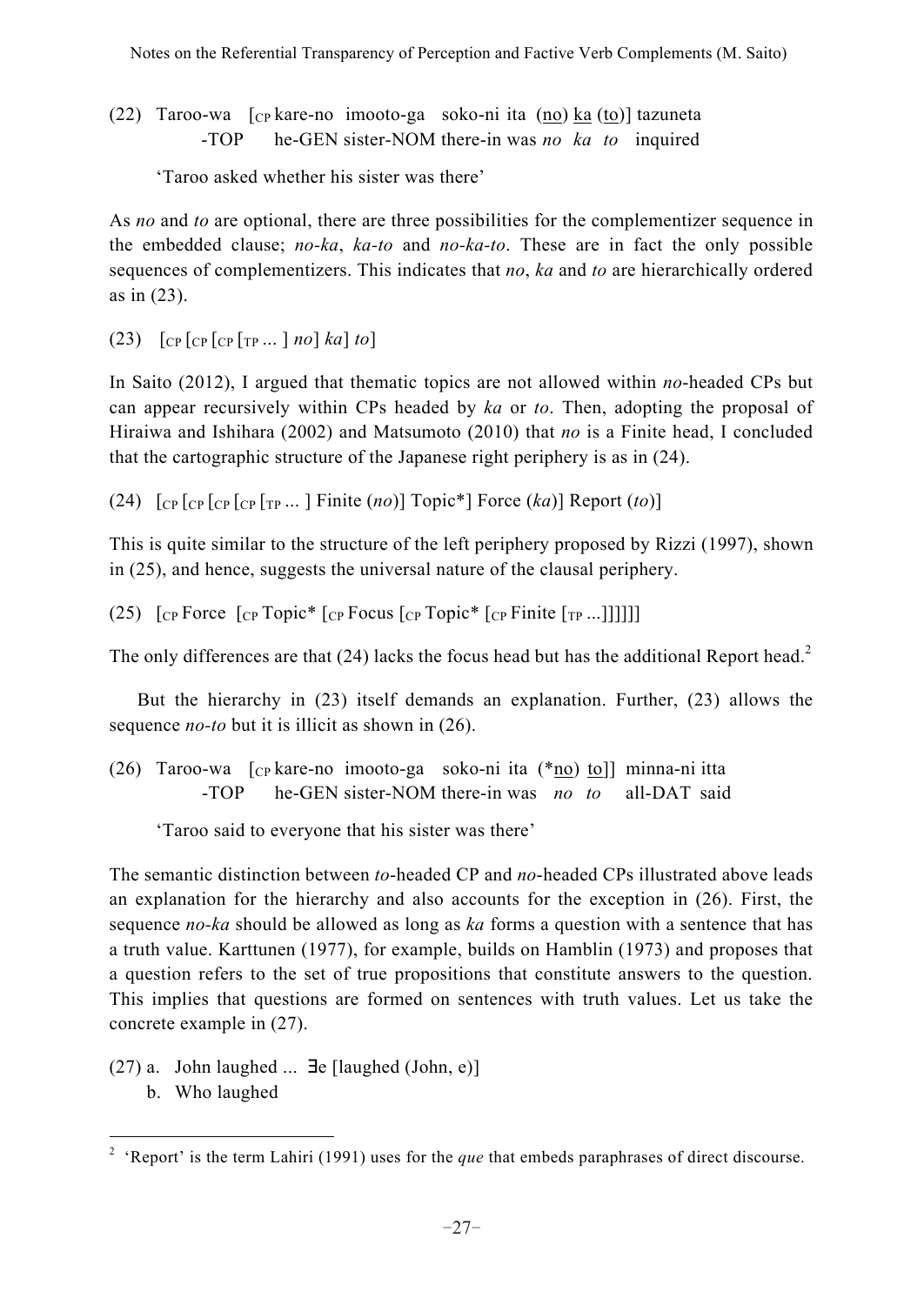(22) Taroo-wa [$_{CP}$ kare-no imooto-ga soko-ni ita (<u>no</u>) <u>ka</u> (<u>to</u>)] tazuneta
       -TOP       he-GEN sister-NOM there-in was *no ka to* inquired

   'Taroo asked whether his sister was there'

As *no* and *to* are optional, there are three possibilities for the complementizer sequence in the embedded clause; *no-ka*, *ka-to* and *no-ka-to*. These are in fact the only possible sequences of complementizers. This indicates that *no*, *ka* and *to* are hierarchically ordered as in (23).

(23) [$_{CP}$ [$_{CP}$ [$_{CP}$ [$_{TP}$ ... ] *no*] *ka*] *to*]

In Saito (2012), I argued that thematic topics are not allowed within *no*-headed CPs but can appear recursively within CPs headed by *ka* or *to*. Then, adopting the proposal of Hiraiwa and Ishihara (2002) and Matsumoto (2010) that *no* is a Finite head, I concluded that the cartographic structure of the Japanese right periphery is as in (24).

(24) [$_{CP}$ [$_{CP}$ [$_{CP}$ [$_{CP}$ [$_{TP}$ ... ] Finite (*no*)] Topic*] Force (*ka*)] Report (*to*)]

This is quite similar to the structure of the left periphery proposed by Rizzi (1997), shown in (25), and hence, suggests the universal nature of the clausal periphery.

(25) [$_{CP}$ Force [$_{CP}$ Topic* [$_{CP}$ Focus [$_{CP}$ Topic* [$_{CP}$ Finite [$_{TP}$ ...]]]]]]

The only differences are that (24) lacks the focus head but has the additional Report head.[2]

But the hierarchy in (23) itself demands an explanation. Further, (23) allows the sequence *no-to* but it is illicit as shown in (26).

(26) Taroo-wa [$_{CP}$ kare-no imooto-ga soko-ni ita (*<u>no</u>) <u>to</u>]] minna-ni itta
       -TOP       he-GEN sister-NOM there-in was *no to* all-DAT said

   'Taroo said to everyone that his sister was there'

The semantic distinction between *to*-headed CP and *no*-headed CPs illustrated above leads an explanation for the hierarchy and also accounts for the exception in (26). First, the sequence *no-ka* should be allowed as long as *ka* forms a question with a sentence that has a truth value. Karttunen (1977), for example, builds on Hamblin (1973) and proposes that a question refers to the set of true propositions that constitute answers to the question. This implies that questions are formed on sentences with truth values. Let us take the concrete example in (27).

(27) a. John laughed ... $\exists e$ [laughed (John, e)]
     b. Who laughed

---

[2] 'Report' is the term Lahiri (1991) uses for the *que* that embeds paraphrases of direct discourse.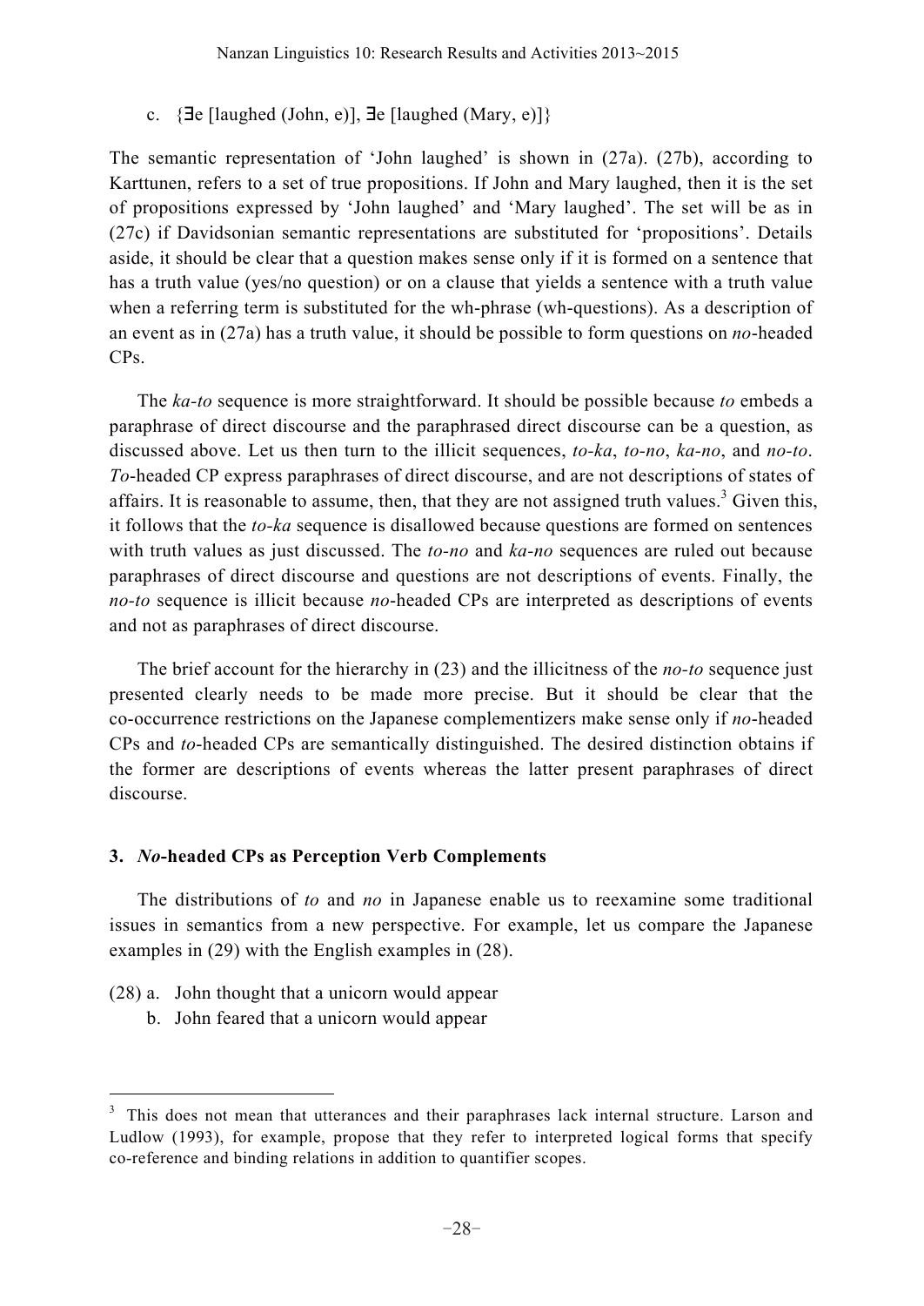c. {∃e [laughed (John, e)], ∃e [laughed (Mary, e)]}

The semantic representation of 'John laughed' is shown in (27a). (27b), according to Karttunen, refers to a set of true propositions. If John and Mary laughed, then it is the set of propositions expressed by 'John laughed' and 'Mary laughed'. The set will be as in (27c) if Davidsonian semantic representations are substituted for 'propositions'. Details aside, it should be clear that a question makes sense only if it is formed on a sentence that has a truth value (yes/no question) or on a clause that yields a sentence with a truth value when a referring term is substituted for the wh-phrase (wh-questions). As a description of an event as in (27a) has a truth value, it should be possible to form questions on *no*-headed CPs.

The *ka-to* sequence is more straightforward. It should be possible because *to* embeds a paraphrase of direct discourse and the paraphrased direct discourse can be a question, as discussed above. Let us then turn to the illicit sequences, *to-ka*, *to-no*, *ka-no*, and *no-to*. *To*-headed CP express paraphrases of direct discourse, and are not descriptions of states of affairs. It is reasonable to assume, then, that they are not assigned truth values.[3] Given this, it follows that the *to-ka* sequence is disallowed because questions are formed on sentences with truth values as just discussed. The *to-no* and *ka-no* sequences are ruled out because paraphrases of direct discourse and questions are not descriptions of events. Finally, the *no-to* sequence is illicit because *no*-headed CPs are interpreted as descriptions of events and not as paraphrases of direct discourse.

The brief account for the hierarchy in (23) and the illicitness of the *no-to* sequence just presented clearly needs to be made more precise. But it should be clear that the co-occurrence restrictions on the Japanese complementizers make sense only if *no*-headed CPs and *to*-headed CPs are semantically distinguished. The desired distinction obtains if the former are descriptions of events whereas the latter present paraphrases of direct discourse.

## 3. *No*-headed CPs as Perception Verb Complements

The distributions of *to* and *no* in Japanese enable us to reexamine some traditional issues in semantics from a new perspective. For example, let us compare the Japanese examples in (29) with the English examples in (28).

(28) a. John thought that a unicorn would appear
 b. John feared that a unicorn would appear

[3] This does not mean that utterances and their paraphrases lack internal structure. Larson and Ludlow (1993), for example, propose that they refer to interpreted logical forms that specify co-reference and binding relations in addition to quantifier scopes.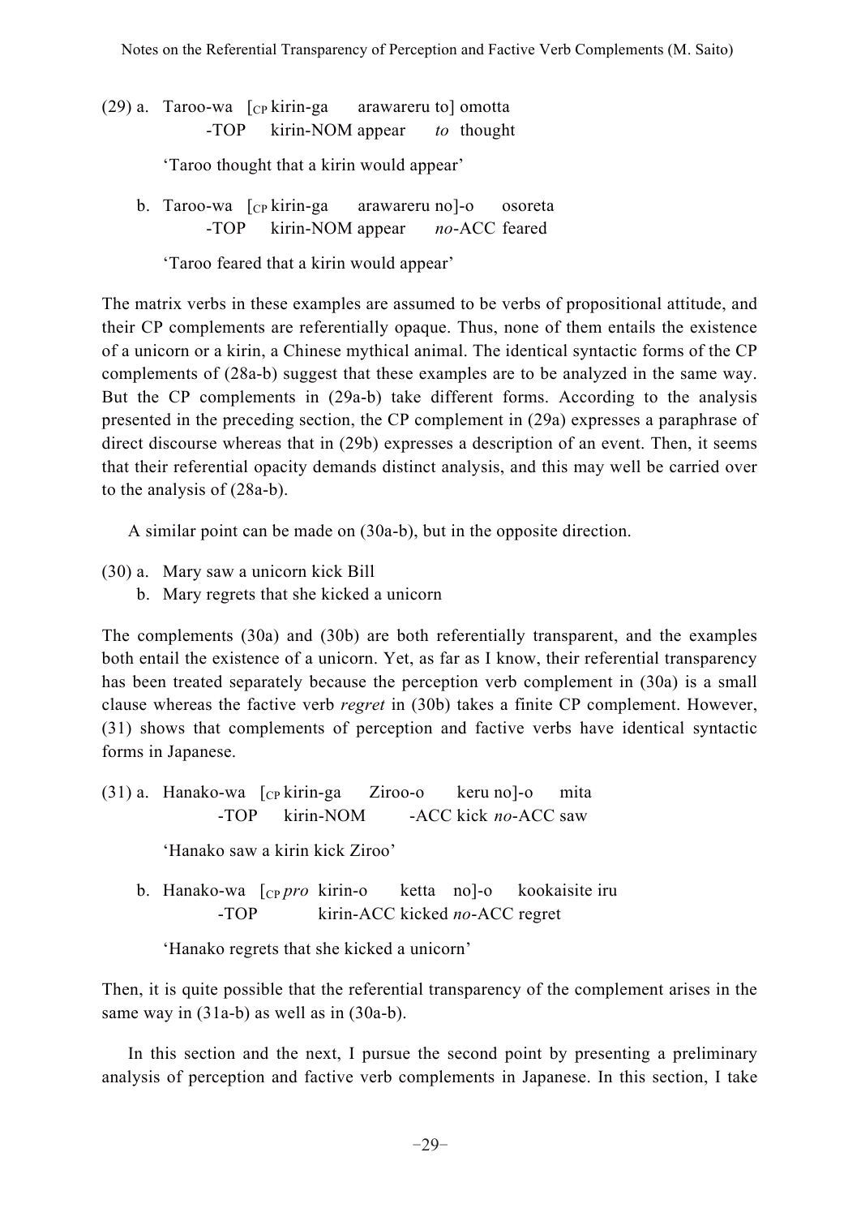(29) a. Taroo-wa [$_{CP}$ kirin-ga arawareru to] omotta
  -TOP kirin-NOM appear *to* thought

  'Taroo thought that a kirin would appear'

 b. Taroo-wa [$_{CP}$ kirin-ga arawareru no]-o osoreta
  -TOP kirin-NOM appear *no*-ACC feared

  'Taroo feared that a kirin would appear'

The matrix verbs in these examples are assumed to be verbs of propositional attitude, and their CP complements are referentially opaque. Thus, none of them entails the existence of a unicorn or a kirin, a Chinese mythical animal. The identical syntactic forms of the CP complements of (28a-b) suggest that these examples are to be analyzed in the same way. But the CP complements in (29a-b) take different forms. According to the analysis presented in the preceding section, the CP complement in (29a) expresses a paraphrase of direct discourse whereas that in (29b) expresses a description of an event. Then, it seems that their referential opacity demands distinct analysis, and this may well be carried over to the analysis of (28a-b).

A similar point can be made on (30a-b), but in the opposite direction.

(30) a. Mary saw a unicorn kick Bill
 b. Mary regrets that she kicked a unicorn

The complements (30a) and (30b) are both referentially transparent, and the examples both entail the existence of a unicorn. Yet, as far as I know, their referential transparency has been treated separately because the perception verb complement in (30a) is a small clause whereas the factive verb *regret* in (30b) takes a finite CP complement. However, (31) shows that complements of perception and factive verbs have identical syntactic forms in Japanese.

(31) a. Hanako-wa [$_{CP}$ kirin-ga Ziroo-o keru no]-o mita
  -TOP kirin-NOM -ACC kick *no*-ACC saw

  'Hanako saw a kirin kick Ziroo'

 b. Hanako-wa [$_{CP}$ *pro* kirin-o ketta no]-o kookaisite iru
  -TOP kirin-ACC kicked *no*-ACC regret

  'Hanako regrets that she kicked a unicorn'

Then, it is quite possible that the referential transparency of the complement arises in the same way in (31a-b) as well as in (30a-b).

In this section and the next, I pursue the second point by presenting a preliminary analysis of perception and factive verb complements in Japanese. In this section, I take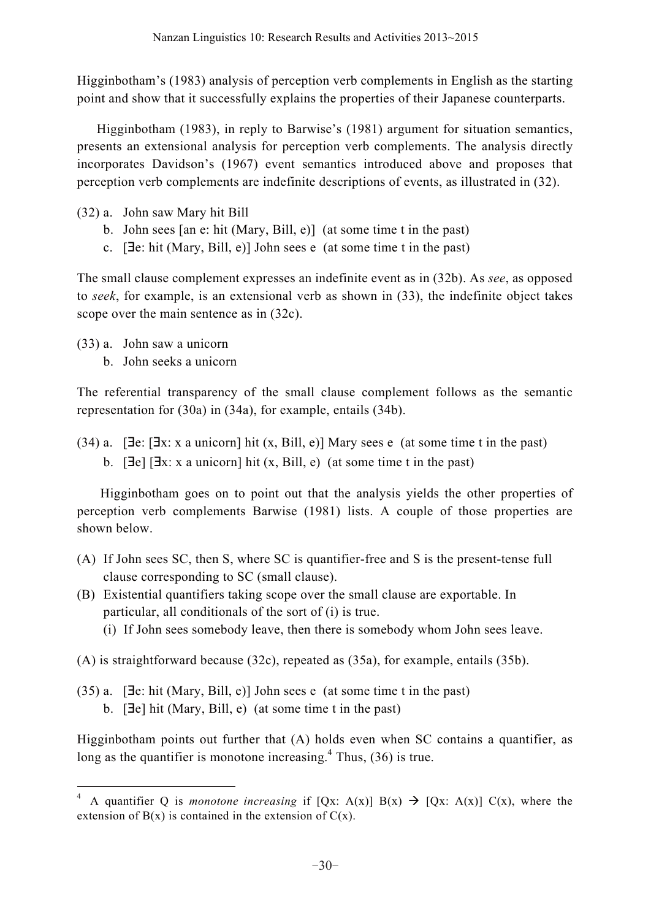Higginbotham's (1983) analysis of perception verb complements in English as the starting point and show that it successfully explains the properties of their Japanese counterparts.

Higginbotham (1983), in reply to Barwise's (1981) argument for situation semantics, presents an extensional analysis for perception verb complements. The analysis directly incorporates Davidson's (1967) event semantics introduced above and proposes that perception verb complements are indefinite descriptions of events, as illustrated in (32).

(32) a. John saw Mary hit Bill
  b. John sees [an e: hit (Mary, Bill, e)] (at some time t in the past)
  c. [∃e: hit (Mary, Bill, e)] John sees e (at some time t in the past)

The small clause complement expresses an indefinite event as in (32b). As *see*, as opposed to *seek*, for example, is an extensional verb as shown in (33), the indefinite object takes scope over the main sentence as in (32c).

(33) a. John saw a unicorn
  b. John seeks a unicorn

The referential transparency of the small clause complement follows as the semantic representation for (30a) in (34a), for example, entails (34b).

(34) a. [∃e: [∃x: x a unicorn] hit (x, Bill, e)] Mary sees e (at some time t in the past)
  b. [∃e] [∃x: x a unicorn] hit (x, Bill, e) (at some time t in the past)

Higginbotham goes on to point out that the analysis yields the other properties of perception verb complements Barwise (1981) lists. A couple of those properties are shown below.

(A) If John sees SC, then S, where SC is quantifier-free and S is the present-tense full clause corresponding to SC (small clause).
(B) Existential quantifiers taking scope over the small clause are exportable. In particular, all conditionals of the sort of (i) is true.
  (i) If John sees somebody leave, then there is somebody whom John sees leave.

(A) is straightforward because (32c), repeated as (35a), for example, entails (35b).

(35) a. [∃e: hit (Mary, Bill, e)] John sees e (at some time t in the past)
  b. [∃e] hit (Mary, Bill, e) (at some time t in the past)

Higginbotham points out further that (A) holds even when SC contains a quantifier, as long as the quantifier is monotone increasing.[4] Thus, (36) is true.

---

[4] A quantifier Q is *monotone increasing* if [Qx: A(x)] B(x) → [Qx: A(x)] C(x), where the extension of B(x) is contained in the extension of C(x).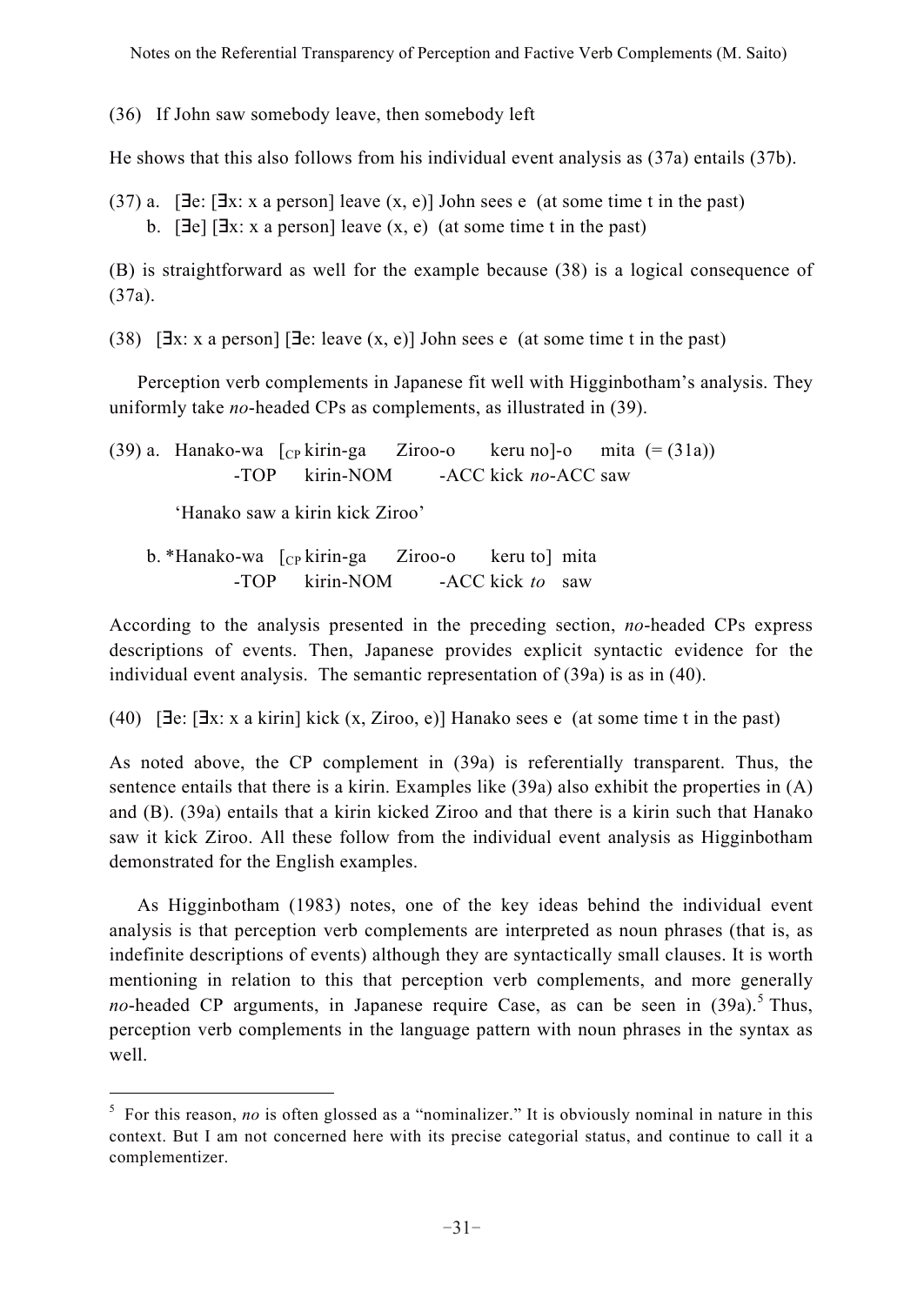(36) If John saw somebody leave, then somebody left

He shows that this also follows from his individual event analysis as (37a) entails (37b).

(37) a. [∃e: [∃x: x a person] leave (x, e)] John sees e (at some time t in the past)
  b. [∃e] [∃x: x a person] leave (x, e) (at some time t in the past)

(B) is straightforward as well for the example because (38) is a logical consequence of (37a).

(38) [∃x: x a person] [∃e: leave (x, e)] John sees e (at some time t in the past)

Perception verb complements in Japanese fit well with Higginbotham's analysis. They uniformly take *no*-headed CPs as complements, as illustrated in (39).

(39) a. Hanako-wa [$_{CP}$ kirin-ga Ziroo-o keru no]-o mita (= (31a))
  -TOP kirin-NOM -ACC kick *no*-ACC saw

  'Hanako saw a kirin kick Ziroo'

  b. *Hanako-wa [$_{CP}$ kirin-ga Ziroo-o keru to] mita
  -TOP kirin-NOM -ACC kick *to* saw

According to the analysis presented in the preceding section, *no*-headed CPs express descriptions of events. Then, Japanese provides explicit syntactic evidence for the individual event analysis. The semantic representation of (39a) is as in (40).

(40) [∃e: [∃x: x a kirin] kick (x, Ziroo, e)] Hanako sees e (at some time t in the past)

As noted above, the CP complement in (39a) is referentially transparent. Thus, the sentence entails that there is a kirin. Examples like (39a) also exhibit the properties in (A) and (B). (39a) entails that a kirin kicked Ziroo and that there is a kirin such that Hanako saw it kick Ziroo. All these follow from the individual event analysis as Higginbotham demonstrated for the English examples.

As Higginbotham (1983) notes, one of the key ideas behind the individual event analysis is that perception verb complements are interpreted as noun phrases (that is, as indefinite descriptions of events) although they are syntactically small clauses. It is worth mentioning in relation to this that perception verb complements, and more generally *no*-headed CP arguments, in Japanese require Case, as can be seen in (39a).[5] Thus, perception verb complements in the language pattern with noun phrases in the syntax as well.

---

[5] For this reason, *no* is often glossed as a "nominalizer." It is obviously nominal in nature in this context. But I am not concerned here with its precise categorial status, and continue to call it a complementizer.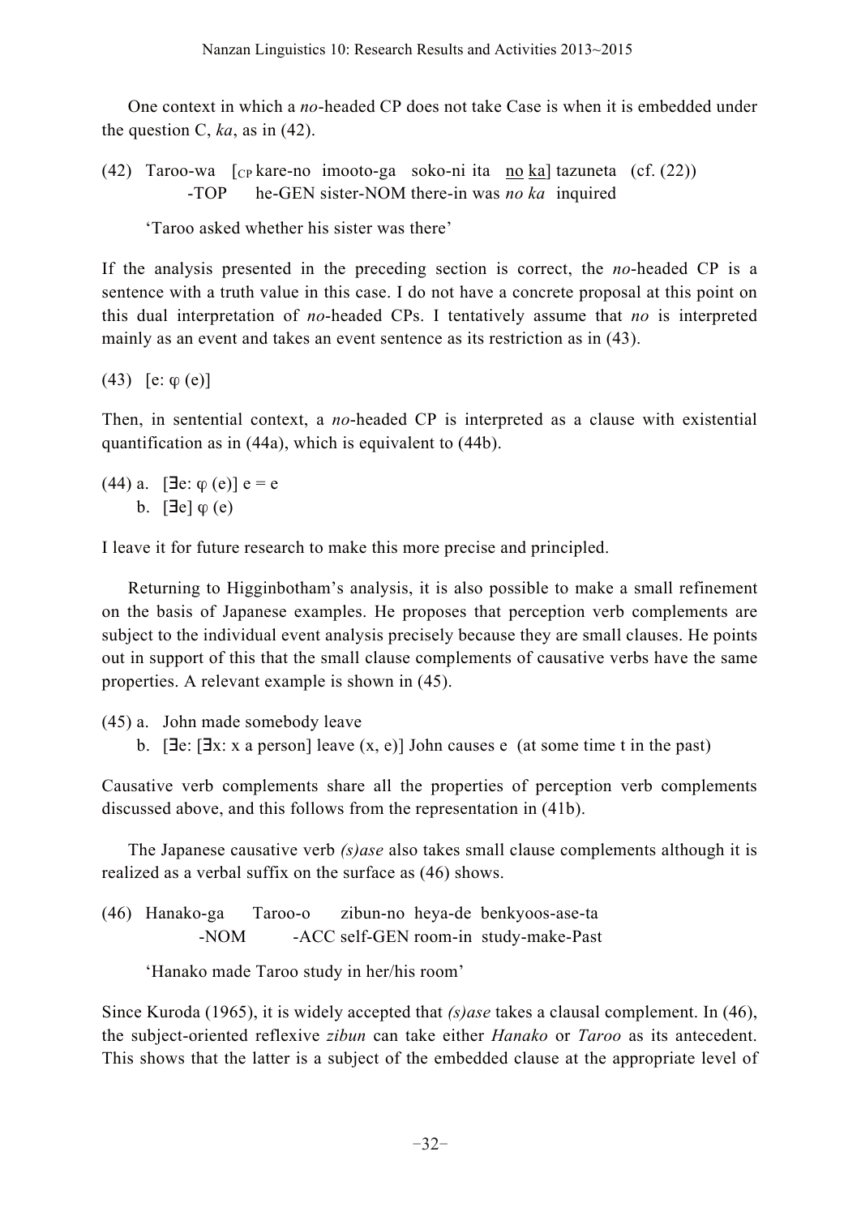One context in which a *no*-headed CP does not take Case is when it is embedded under the question C, *ka*, as in (42).

(42) Taroo-wa [$_{CP}$ kare-no imooto-ga soko-ni ita <u>no</u> <u>ka</u>] tazuneta (cf. (22))
 -TOP he-GEN sister-NOM there-in was *no ka* inquired

 'Taroo asked whether his sister was there'

If the analysis presented in the preceding section is correct, the *no*-headed CP is a sentence with a truth value in this case. I do not have a concrete proposal at this point on this dual interpretation of *no*-headed CPs. I tentatively assume that *no* is interpreted mainly as an event and takes an event sentence as its restriction as in (43).

(43) $[e: \varphi(e)]$

Then, in sentential context, a *no*-headed CP is interpreted as a clause with existential quantification as in (44a), which is equivalent to (44b).

(44) a. $[\exists e: \varphi(e)]\ e = e$
 b. $[\exists e]\ \varphi(e)$

I leave it for future research to make this more precise and principled.

Returning to Higginbotham's analysis, it is also possible to make a small refinement on the basis of Japanese examples. He proposes that perception verb complements are subject to the individual event analysis precisely because they are small clauses. He points out in support of this that the small clause complements of causative verbs have the same properties. A relevant example is shown in (45).

(45) a. John made somebody leave
 b. $[\exists e: [\exists x: x \text{ a person}]\ \text{leave}(x, e)]$ John causes e (at some time t in the past)

Causative verb complements share all the properties of perception verb complements discussed above, and this follows from the representation in (41b).

The Japanese causative verb *(s)ase* also takes small clause complements although it is realized as a verbal suffix on the surface as (46) shows.

(46) Hanako-ga Taroo-o zibun-no heya-de benkyoos-ase-ta
 -NOM -ACC self-GEN room-in study-make-Past

 'Hanako made Taroo study in her/his room'

Since Kuroda (1965), it is widely accepted that *(s)ase* takes a clausal complement. In (46), the subject-oriented reflexive *zibun* can take either *Hanako* or *Taroo* as its antecedent. This shows that the latter is a subject of the embedded clause at the appropriate level of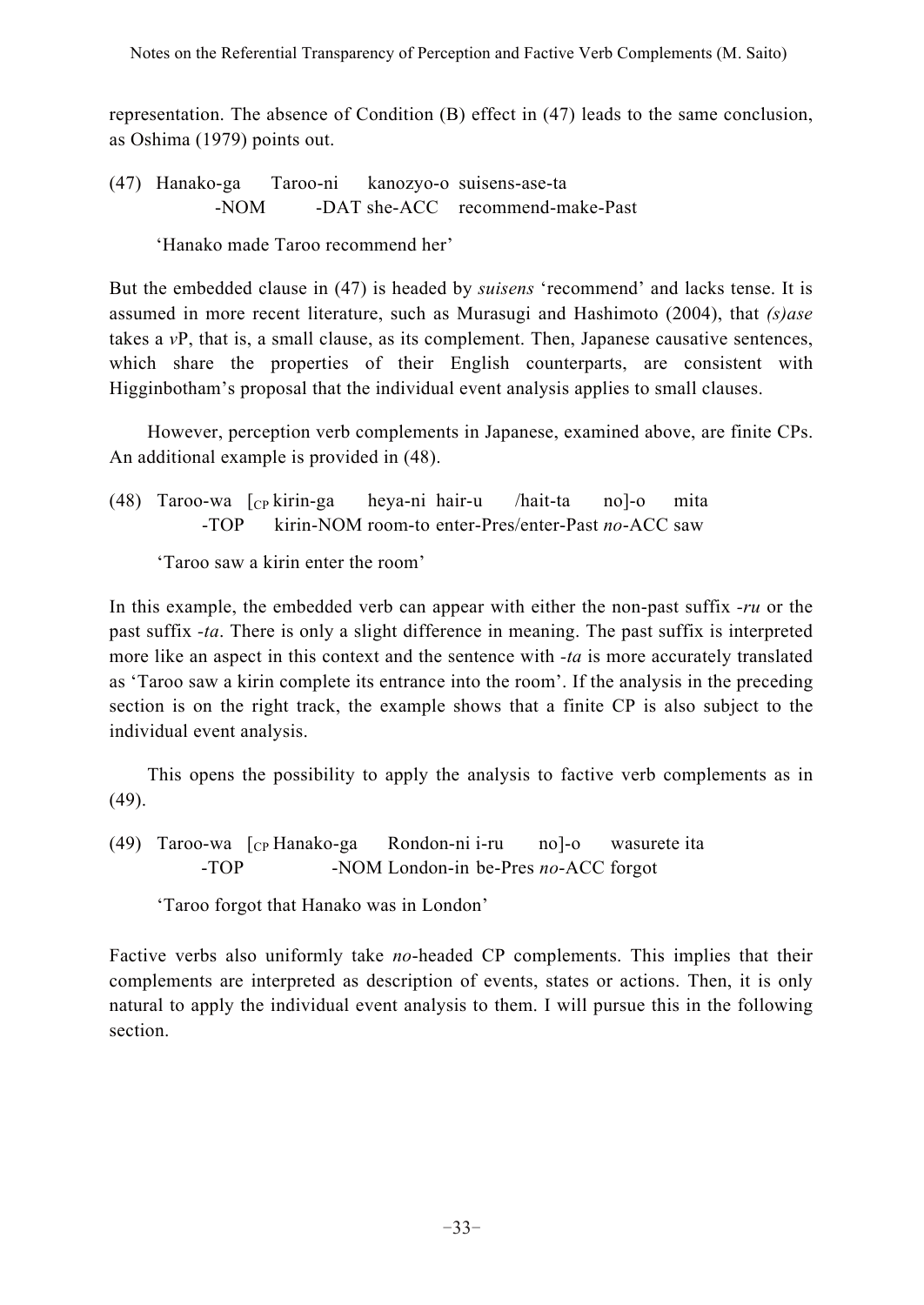representation. The absence of Condition (B) effect in (47) leads to the same conclusion, as Oshima (1979) points out.

(47) Hanako-ga Taroo-ni kanozyo-o suisens-ase-ta
 -NOM -DAT she-ACC recommend-make-Past

 'Hanako made Taroo recommend her'

But the embedded clause in (47) is headed by *suisens* 'recommend' and lacks tense. It is assumed in more recent literature, such as Murasugi and Hashimoto (2004), that *(s)ase* takes a *v*P, that is, a small clause, as its complement. Then, Japanese causative sentences, which share the properties of their English counterparts, are consistent with Higginbotham's proposal that the individual event analysis applies to small clauses.

However, perception verb complements in Japanese, examined above, are finite CPs. An additional example is provided in (48).

(48) Taroo-wa [$_{CP}$ kirin-ga heya-ni hair-u /hait-ta no]-o mita
 -TOP kirin-NOM room-to enter-Pres/enter-Past *no*-ACC saw

 'Taroo saw a kirin enter the room'

In this example, the embedded verb can appear with either the non-past suffix *-ru* or the past suffix *-ta*. There is only a slight difference in meaning. The past suffix is interpreted more like an aspect in this context and the sentence with *-ta* is more accurately translated as 'Taroo saw a kirin complete its entrance into the room'. If the analysis in the preceding section is on the right track, the example shows that a finite CP is also subject to the individual event analysis.

This opens the possibility to apply the analysis to factive verb complements as in (49).

(49) Taroo-wa [$_{CP}$ Hanako-ga Rondon-ni i-ru no]-o wasurete ita
 -TOP -NOM London-in be-Pres *no*-ACC forgot

 'Taroo forgot that Hanako was in London'

Factive verbs also uniformly take *no*-headed CP complements. This implies that their complements are interpreted as description of events, states or actions. Then, it is only natural to apply the individual event analysis to them. I will pursue this in the following section.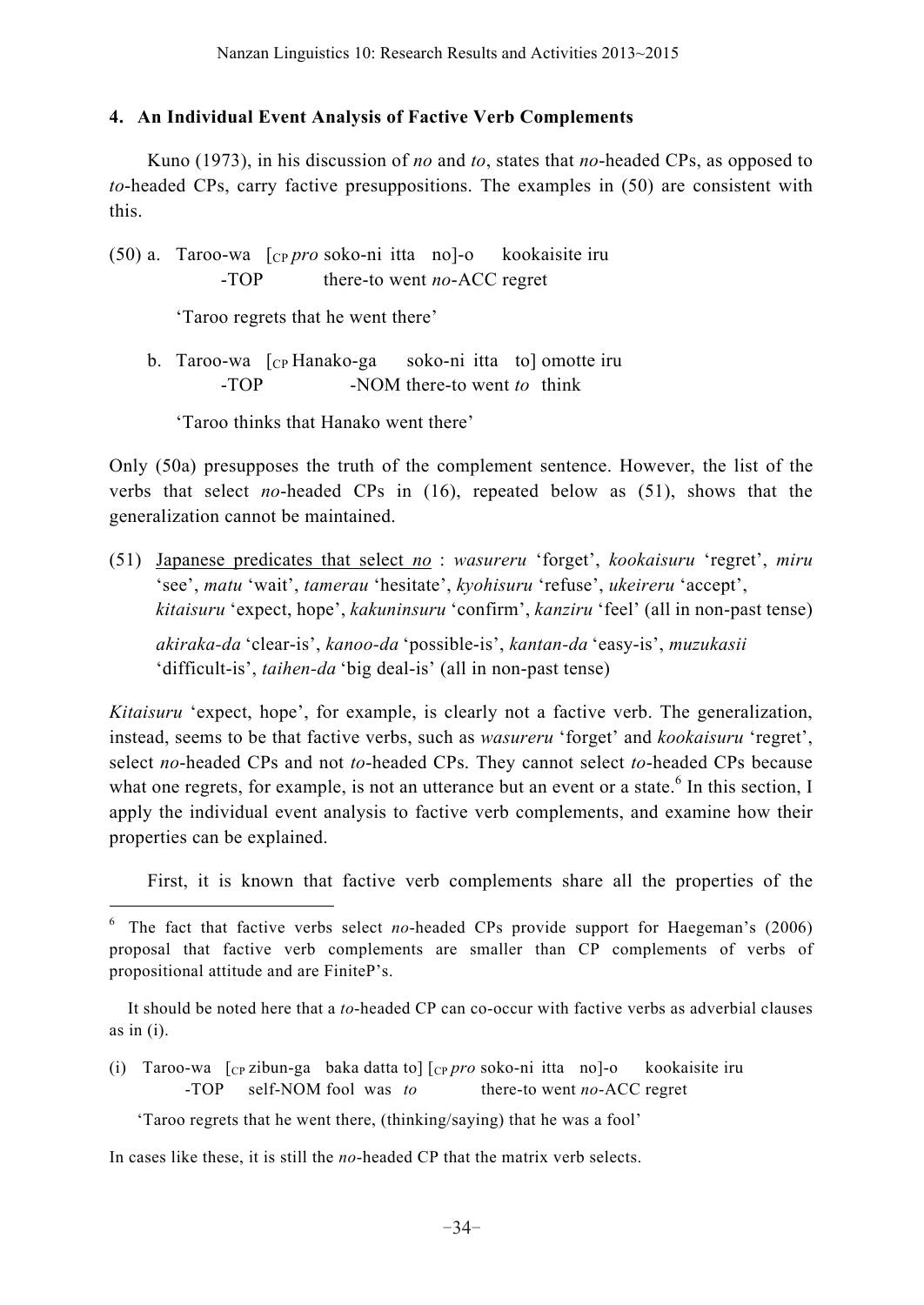## 4. An Individual Event Analysis of Factive Verb Complements

Kuno (1973), in his discussion of *no* and *to*, states that *no*-headed CPs, as opposed to *to*-headed CPs, carry factive presuppositions. The examples in (50) are consistent with this.

(50) a. Taroo-wa [$_{CP}$ *pro* soko-ni itta no]-o kookaisite iru
  -TOP there-to went *no*-ACC regret

  'Taroo regrets that he went there'

b. Taroo-wa [$_{CP}$ Hanako-ga soko-ni itta to] omotte iru
  -TOP -NOM there-to went *to* think

  'Taroo thinks that Hanako went there'

Only (50a) presupposes the truth of the complement sentence. However, the list of the verbs that select *no*-headed CPs in (16), repeated below as (51), shows that the generalization cannot be maintained.

(51) Japanese predicates that select *no* : *wasureru* 'forget', *kookaisuru* 'regret', *miru* 'see', *matu* 'wait', *tamerau* 'hesitate', *kyohisuru* 'refuse', *ukeireru* 'accept', *kitaisuru* 'expect, hope', *kakuninsuru* 'confirm', *kanziru* 'feel' (all in non-past tense)

*akiraka-da* 'clear-is', *kanoo-da* 'possible-is', *kantan-da* 'easy-is', *muzukasii* 'difficult-is', *taihen-da* 'big deal-is' (all in non-past tense)

*Kitaisuru* 'expect, hope', for example, is clearly not a factive verb. The generalization, instead, seems to be that factive verbs, such as *wasureru* 'forget' and *kookaisuru* 'regret', select *no*-headed CPs and not *to*-headed CPs. They cannot select *to*-headed CPs because what one regrets, for example, is not an utterance but an event or a state.[6] In this section, I apply the individual event analysis to factive verb complements, and examine how their properties can be explained.

First, it is known that factive verb complements share all the properties of the

---

[6] The fact that factive verbs select *no*-headed CPs provide support for Haegeman's (2006) proposal that factive verb complements are smaller than CP complements of verbs of propositional attitude and are FiniteP's.

It should be noted here that a *to*-headed CP can co-occur with factive verbs as adverbial clauses as in (i).

(i) Taroo-wa [$_{CP}$ zibun-ga baka datta to] [$_{CP}$ *pro* soko-ni itta no]-o kookaisite iru
  -TOP self-NOM fool was *to* there-to went *no*-ACC regret

  'Taroo regrets that he went there, (thinking/saying) that he was a fool'

In cases like these, it is still the *no*-headed CP that the matrix verb selects.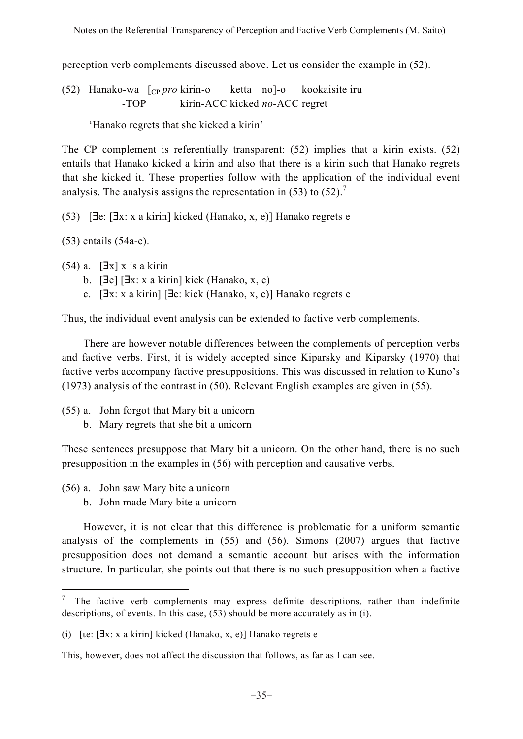perception verb complements discussed above. Let us consider the example in (52).

(52) Hanako-wa [$_{CP}$ *pro* kirin-o ketta no]-o kookaisite iru
       -TOP kirin-ACC kicked *no*-ACC regret

  'Hanako regrets that she kicked a kirin'

The CP complement is referentially transparent: (52) implies that a kirin exists. (52) entails that Hanako kicked a kirin and also that there is a kirin such that Hanako regrets that she kicked it. These properties follow with the application of the individual event analysis. The analysis assigns the representation in (53) to (52).[7]

(53) [∃e: [∃x: x a kirin] kicked (Hanako, x, e)] Hanako regrets e

(53) entails (54a-c).

(54) a. [∃x] x is a kirin
  b. [∃e] [∃x: x a kirin] kick (Hanako, x, e)
  c. [∃x: x a kirin] [∃e: kick (Hanako, x, e)] Hanako regrets e

Thus, the individual event analysis can be extended to factive verb complements.

There are however notable differences between the complements of perception verbs and factive verbs. First, it is widely accepted since Kiparsky and Kiparsky (1970) that factive verbs accompany factive presuppositions. This was discussed in relation to Kuno's (1973) analysis of the contrast in (50). Relevant English examples are given in (55).

(55) a. John forgot that Mary bit a unicorn
  b. Mary regrets that she bit a unicorn

These sentences presuppose that Mary bit a unicorn. On the other hand, there is no such presupposition in the examples in (56) with perception and causative verbs.

(56) a. John saw Mary bite a unicorn
  b. John made Mary bite a unicorn

However, it is not clear that this difference is problematic for a uniform semantic analysis of the complements in (55) and (56). Simons (2007) argues that factive presupposition does not demand a semantic account but arises with the information structure. In particular, she points out that there is no such presupposition when a factive

---

[7] The factive verb complements may express definite descriptions, rather than indefinite descriptions, of events. In this case, (53) should be more accurately as in (i).

(i) [ιe: [∃x: x a kirin] kicked (Hanako, x, e)] Hanako regrets e

This, however, does not affect the discussion that follows, as far as I can see.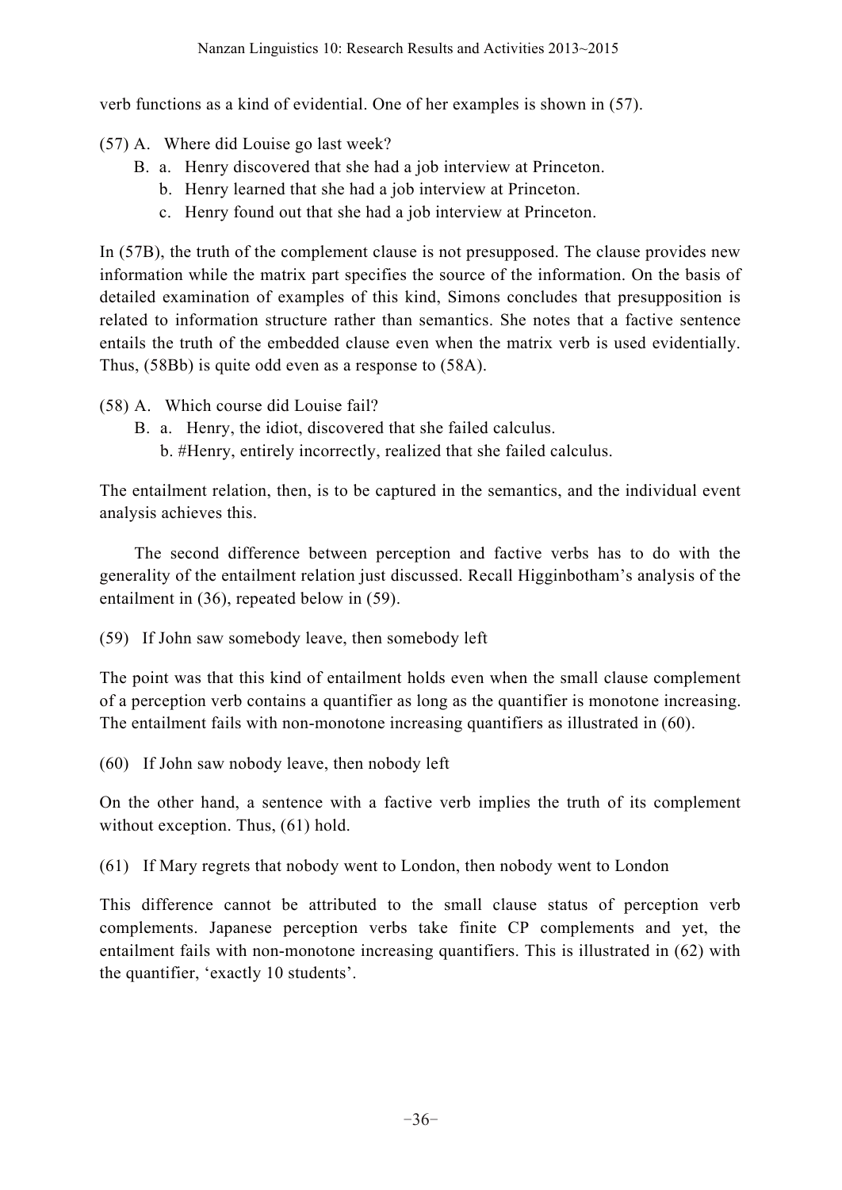verb functions as a kind of evidential. One of her examples is shown in (57).

(57) A. Where did Louise go last week?
  B. a. Henry discovered that she had a job interview at Princeton.
    b. Henry learned that she had a job interview at Princeton.
    c. Henry found out that she had a job interview at Princeton.

In (57B), the truth of the complement clause is not presupposed. The clause provides new information while the matrix part specifies the source of the information. On the basis of detailed examination of examples of this kind, Simons concludes that presupposition is related to information structure rather than semantics. She notes that a factive sentence entails the truth of the embedded clause even when the matrix verb is used evidentially. Thus, (58Bb) is quite odd even as a response to (58A).

(58) A. Which course did Louise fail?
  B. a. Henry, the idiot, discovered that she failed calculus.
    b. #Henry, entirely incorrectly, realized that she failed calculus.

The entailment relation, then, is to be captured in the semantics, and the individual event analysis achieves this.

The second difference between perception and factive verbs has to do with the generality of the entailment relation just discussed. Recall Higginbotham's analysis of the entailment in (36), repeated below in (59).

(59) If John saw somebody leave, then somebody left

The point was that this kind of entailment holds even when the small clause complement of a perception verb contains a quantifier as long as the quantifier is monotone increasing. The entailment fails with non-monotone increasing quantifiers as illustrated in (60).

(60) If John saw nobody leave, then nobody left

On the other hand, a sentence with a factive verb implies the truth of its complement without exception. Thus, (61) hold.

(61) If Mary regrets that nobody went to London, then nobody went to London

This difference cannot be attributed to the small clause status of perception verb complements. Japanese perception verbs take finite CP complements and yet, the entailment fails with non-monotone increasing quantifiers. This is illustrated in (62) with the quantifier, 'exactly 10 students'.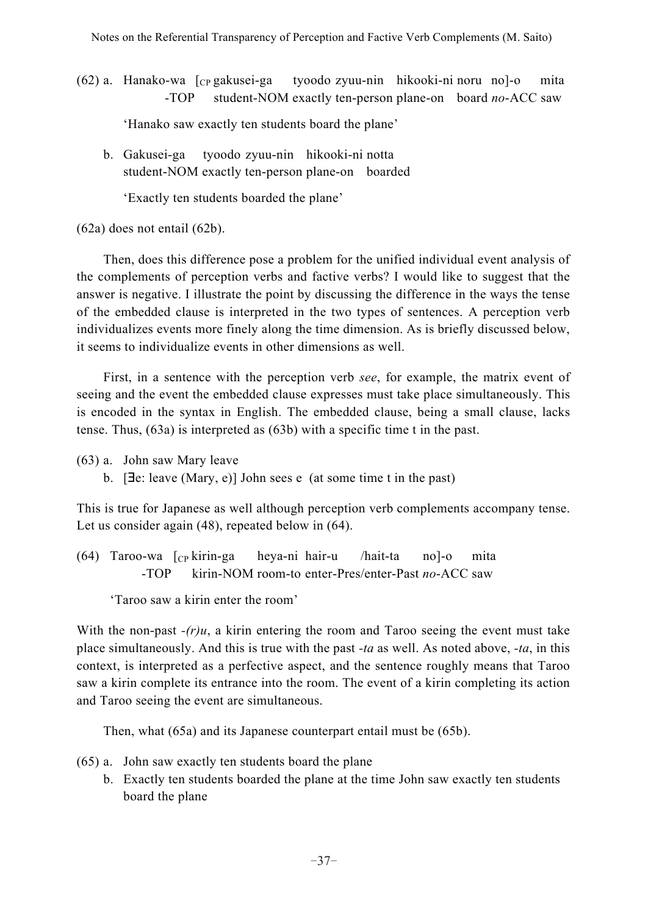(62) a. Hanako-wa [$_{CP}$ gakusei-ga tyoodo zyuu-nin hikooki-ni noru no]-o mita
-TOP student-NOM exactly ten-person plane-on board *no*-ACC saw

'Hanako saw exactly ten students board the plane'

b. Gakusei-ga tyoodo zyuu-nin hikooki-ni notta
student-NOM exactly ten-person plane-on boarded

'Exactly ten students boarded the plane'

(62a) does not entail (62b).

Then, does this difference pose a problem for the unified individual event analysis of the complements of perception verbs and factive verbs? I would like to suggest that the answer is negative. I illustrate the point by discussing the difference in the ways the tense of the embedded clause is interpreted in the two types of sentences. A perception verb individualizes events more finely along the time dimension. As is briefly discussed below, it seems to individualize events in other dimensions as well.

First, in a sentence with the perception verb *see*, for example, the matrix event of seeing and the event the embedded clause expresses must take place simultaneously. This is encoded in the syntax in English. The embedded clause, being a small clause, lacks tense. Thus, (63a) is interpreted as (63b) with a specific time t in the past.

(63) a. John saw Mary leave
b. [∃e: leave (Mary, e)] John sees e (at some time t in the past)

This is true for Japanese as well although perception verb complements accompany tense. Let us consider again (48), repeated below in (64).

(64) Taroo-wa [$_{CP}$ kirin-ga heya-ni hair-u /hait-ta no]-o mita
-TOP kirin-NOM room-to enter-Pres/enter-Past *no*-ACC saw

'Taroo saw a kirin enter the room'

With the non-past *-(r)u*, a kirin entering the room and Taroo seeing the event must take place simultaneously. And this is true with the past *-ta* as well. As noted above, *-ta*, in this context, is interpreted as a perfective aspect, and the sentence roughly means that Taroo saw a kirin complete its entrance into the room. The event of a kirin completing its action and Taroo seeing the event are simultaneous.

Then, what (65a) and its Japanese counterpart entail must be (65b).

(65) a. John saw exactly ten students board the plane
b. Exactly ten students boarded the plane at the time John saw exactly ten students board the plane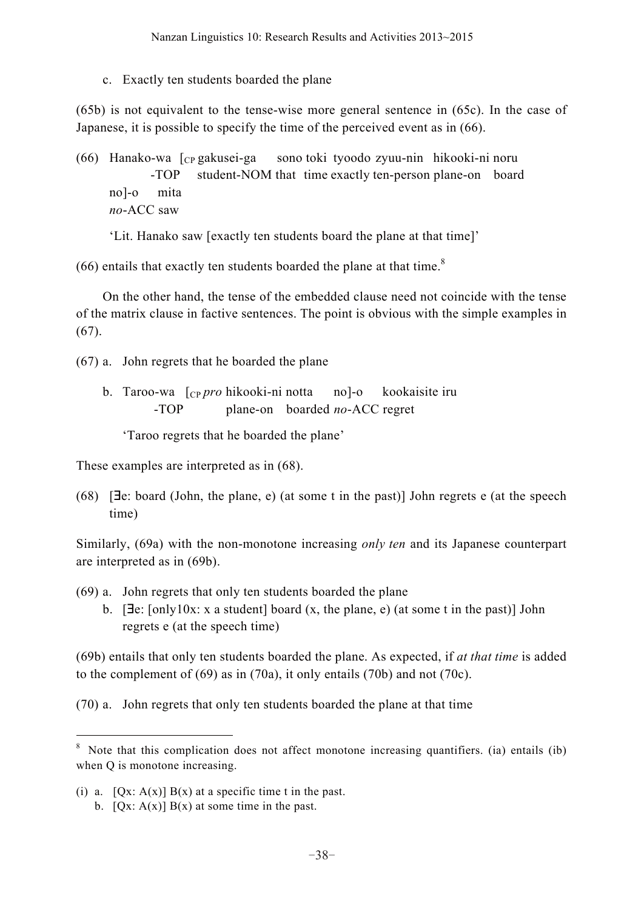c. Exactly ten students boarded the plane

(65b) is not equivalent to the tense-wise more general sentence in (65c). In the case of Japanese, it is possible to specify the time of the perceived event as in (66).

(66) Hanako-wa [$_{CP}$ gakusei-ga sono toki tyoodo zyuu-nin hikooki-ni noru
  -TOP student-NOM that time exactly ten-person plane-on board
  no]-o mita
  *no*-ACC saw

  'Lit. Hanako saw [exactly ten students board the plane at that time]'

(66) entails that exactly ten students boarded the plane at that time.[8]

On the other hand, the tense of the embedded clause need not coincide with the tense of the matrix clause in factive sentences. The point is obvious with the simple examples in (67).

(67) a. John regrets that he boarded the plane

  b. Taroo-wa [$_{CP}$ *pro* hikooki-ni notta no]-o kookaisite iru
    -TOP plane-on boarded *no*-ACC regret

    'Taroo regrets that he boarded the plane'

These examples are interpreted as in (68).

(68) [∃e: board (John, the plane, e) (at some t in the past)] John regrets e (at the speech time)

Similarly, (69a) with the non-monotone increasing *only ten* and its Japanese counterpart are interpreted as in (69b).

(69) a. John regrets that only ten students boarded the plane
  b. [∃e: [only10x: x a student] board (x, the plane, e) (at some t in the past)] John regrets e (at the speech time)

(69b) entails that only ten students boarded the plane. As expected, if *at that time* is added to the complement of (69) as in (70a), it only entails (70b) and not (70c).

(70) a. John regrets that only ten students boarded the plane at that time

---

[8] Note that this complication does not affect monotone increasing quantifiers. (ia) entails (ib) when Q is monotone increasing.

(i) a. [Qx: A(x)] B(x) at a specific time t in the past.
  b. [Qx: A(x)] B(x) at some time in the past.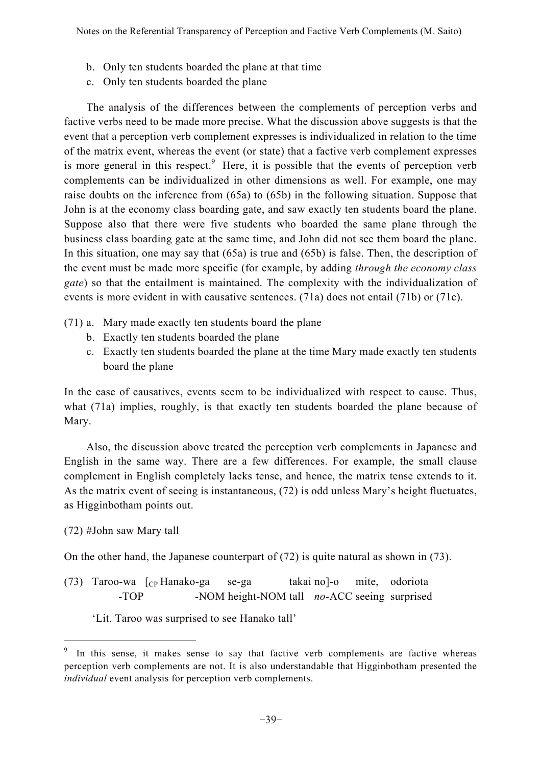b. Only ten students boarded the plane at that time
c. Only ten students boarded the plane

The analysis of the differences between the complements of perception verbs and factive verbs need to be made more precise. What the discussion above suggests is that the event that a perception verb complement expresses is individualized in relation to the time of the matrix event, whereas the event (or state) that a factive verb complement expresses is more general in this respect.[9] Here, it is possible that the events of perception verb complements can be individualized in other dimensions as well. For example, one may raise doubts on the inference from (65a) to (65b) in the following situation. Suppose that John is at the economy class boarding gate, and saw exactly ten students board the plane. Suppose also that there were five students who boarded the same plane through the business class boarding gate at the same time, and John did not see them board the plane. In this situation, one may say that (65a) is true and (65b) is false. Then, the description of the event must be made more specific (for example, by adding *through the economy class gate*) so that the entailment is maintained. The complexity with the individualization of events is more evident in with causative sentences. (71a) does not entail (71b) or (71c).

(71) a. Mary made exactly ten students board the plane
b. Exactly ten students boarded the plane
c. Exactly ten students boarded the plane at the time Mary made exactly ten students board the plane

In the case of causatives, events seem to be individualized with respect to cause. Thus, what (71a) implies, roughly, is that exactly ten students boarded the plane because of Mary.

Also, the discussion above treated the perception verb complements in Japanese and English in the same way. There are a few differences. For example, the small clause complement in English completely lacks tense, and hence, the matrix tense extends to it. As the matrix event of seeing is instantaneous, (72) is odd unless Mary's height fluctuates, as Higginbotham points out.

(72) #John saw Mary tall

On the other hand, the Japanese counterpart of (72) is quite natural as shown in (73).

(73) Taroo-wa [$_{CP}$ Hanako-ga se-ga takai no]-o mite, odoriota
-TOP -NOM height-NOM tall *no*-ACC seeing surprised

'Lit. Taroo was surprised to see Hanako tall'

---

[9] In this sense, it makes sense to say that factive verb complements are factive whereas perception verb complements are not. It is also understandable that Higginbotham presented the *individual* event analysis for perception verb complements.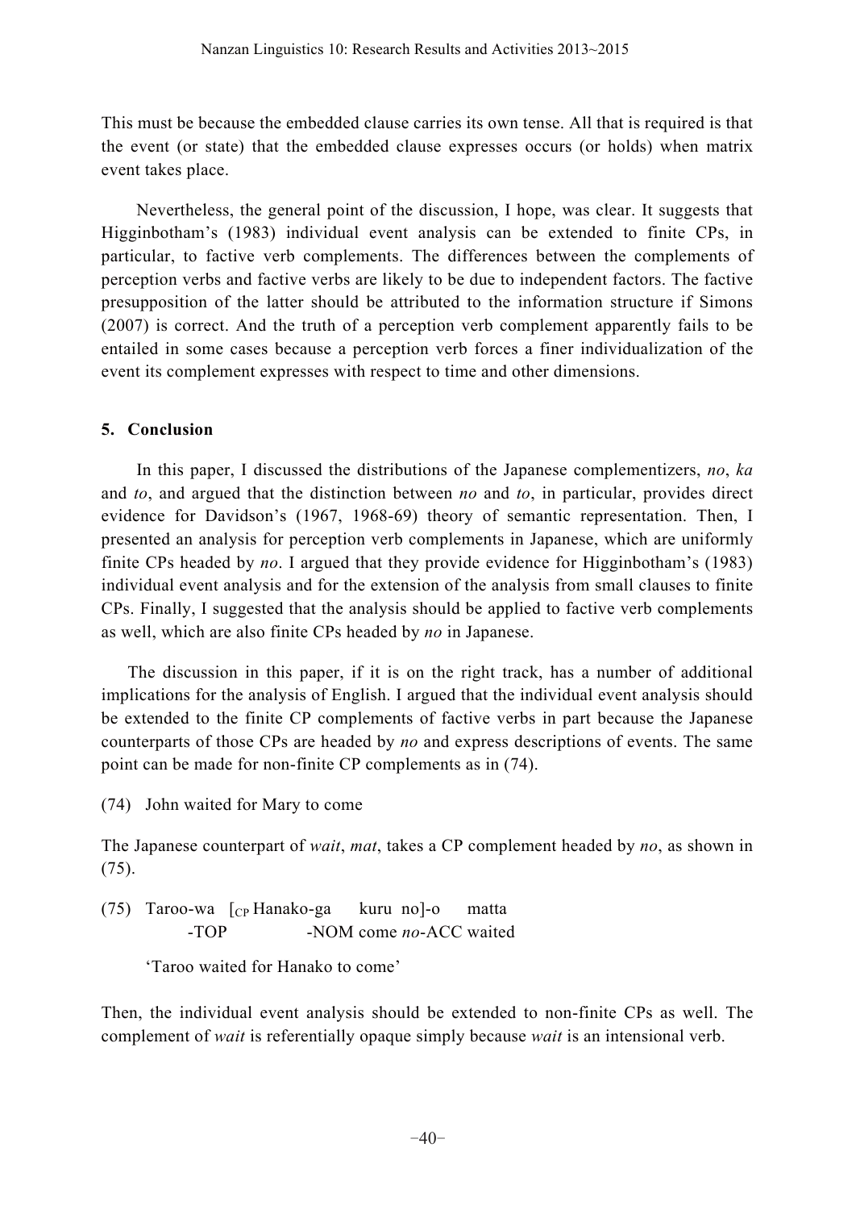This must be because the embedded clause carries its own tense. All that is required is that the event (or state) that the embedded clause expresses occurs (or holds) when matrix event takes place.

Nevertheless, the general point of the discussion, I hope, was clear. It suggests that Higginbotham's (1983) individual event analysis can be extended to finite CPs, in particular, to factive verb complements. The differences between the complements of perception verbs and factive verbs are likely to be due to independent factors. The factive presupposition of the latter should be attributed to the information structure if Simons (2007) is correct. And the truth of a perception verb complement apparently fails to be entailed in some cases because a perception verb forces a finer individualization of the event its complement expresses with respect to time and other dimensions.

## 5. Conclusion

In this paper, I discussed the distributions of the Japanese complementizers, *no*, *ka* and *to*, and argued that the distinction between *no* and *to*, in particular, provides direct evidence for Davidson's (1967, 1968-69) theory of semantic representation. Then, I presented an analysis for perception verb complements in Japanese, which are uniformly finite CPs headed by *no*. I argued that they provide evidence for Higginbotham's (1983) individual event analysis and for the extension of the analysis from small clauses to finite CPs. Finally, I suggested that the analysis should be applied to factive verb complements as well, which are also finite CPs headed by *no* in Japanese.

The discussion in this paper, if it is on the right track, has a number of additional implications for the analysis of English. I argued that the individual event analysis should be extended to the finite CP complements of factive verbs in part because the Japanese counterparts of those CPs are headed by *no* and express descriptions of events. The same point can be made for non-finite CP complements as in (74).

(74) John waited for Mary to come

The Japanese counterpart of *wait*, *mat*, takes a CP complement headed by *no*, as shown in (75).

(75) Taroo-wa [$_{CP}$ Hanako-ga kuru no]-o matta
-TOP -NOM come *no*-ACC waited

'Taroo waited for Hanako to come'

Then, the individual event analysis should be extended to non-finite CPs as well. The complement of *wait* is referentially opaque simply because *wait* is an intensional verb.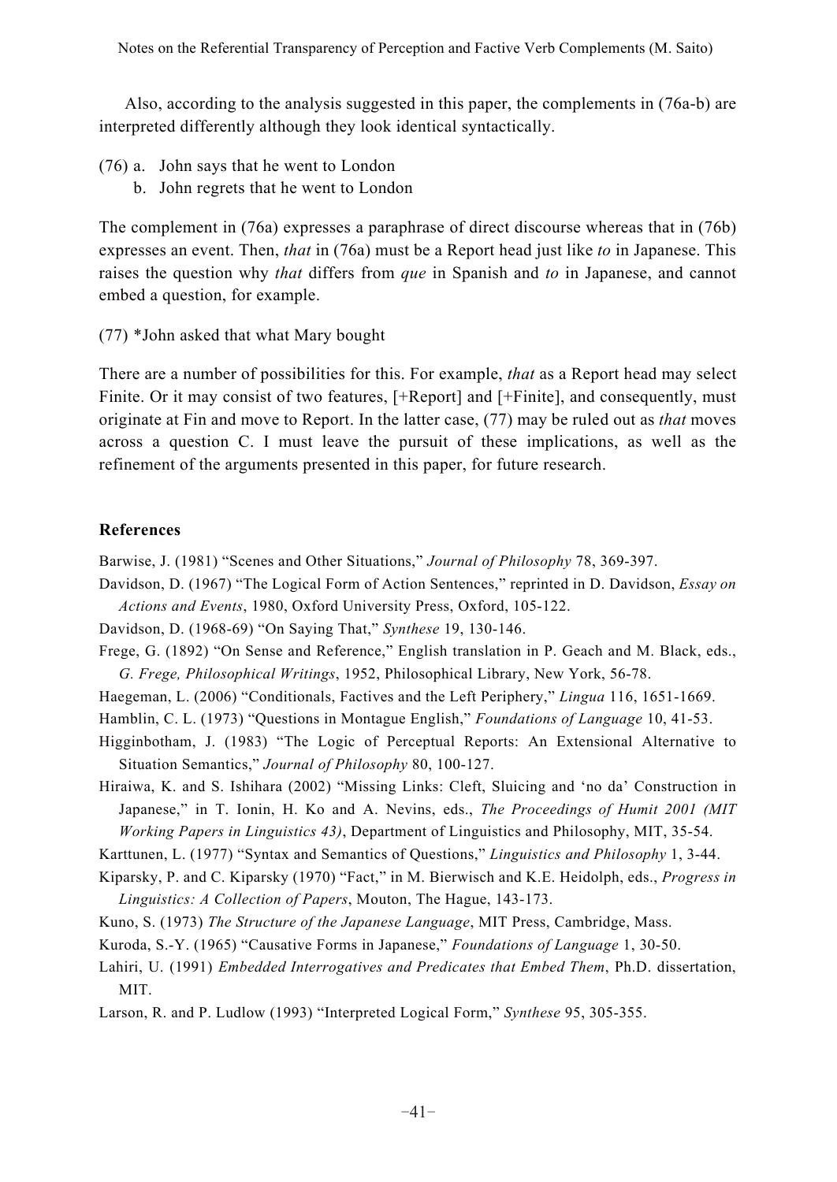Also, according to the analysis suggested in this paper, the complements in (76a-b) are interpreted differently although they look identical syntactically.

(76) a. John says that he went to London
   b. John regrets that he went to London

The complement in (76a) expresses a paraphrase of direct discourse whereas that in (76b) expresses an event. Then, *that* in (76a) must be a Report head just like *to* in Japanese. This raises the question why *that* differs from *que* in Spanish and *to* in Japanese, and cannot embed a question, for example.

(77) *John asked that what Mary bought

There are a number of possibilities for this. For example, *that* as a Report head may select Finite. Or it may consist of two features, [+Report] and [+Finite], and consequently, must originate at Fin and move to Report. In the latter case, (77) may be ruled out as *that* moves across a question C. I must leave the pursuit of these implications, as well as the refinement of the arguments presented in this paper, for future research.

**References**

Barwise, J. (1981) "Scenes and Other Situations," *Journal of Philosophy* 78, 369-397.

Davidson, D. (1967) "The Logical Form of Action Sentences," reprinted in D. Davidson, *Essay on Actions and Events*, 1980, Oxford University Press, Oxford, 105-122.

Davidson, D. (1968-69) "On Saying That," *Synthese* 19, 130-146.

Frege, G. (1892) "On Sense and Reference," English translation in P. Geach and M. Black, eds., *G. Frege, Philosophical Writings*, 1952, Philosophical Library, New York, 56-78.

Haegeman, L. (2006) "Conditionals, Factives and the Left Periphery," *Lingua* 116, 1651-1669.

Hamblin, C. L. (1973) "Questions in Montague English," *Foundations of Language* 10, 41-53.

Higginbotham, J. (1983) "The Logic of Perceptual Reports: An Extensional Alternative to Situation Semantics," *Journal of Philosophy* 80, 100-127.

Hiraiwa, K. and S. Ishihara (2002) "Missing Links: Cleft, Sluicing and 'no da' Construction in Japanese," in T. Ionin, H. Ko and A. Nevins, eds., *The Proceedings of Humit 2001 (MIT Working Papers in Linguistics 43)*, Department of Linguistics and Philosophy, MIT, 35-54.

Karttunen, L. (1977) "Syntax and Semantics of Questions," *Linguistics and Philosophy* 1, 3-44.

Kiparsky, P. and C. Kiparsky (1970) "Fact," in M. Bierwisch and K.E. Heidolph, eds., *Progress in Linguistics: A Collection of Papers*, Mouton, The Hague, 143-173.

Kuno, S. (1973) *The Structure of the Japanese Language*, MIT Press, Cambridge, Mass.

Kuroda, S.-Y. (1965) "Causative Forms in Japanese," *Foundations of Language* 1, 30-50.

Lahiri, U. (1991) *Embedded Interrogatives and Predicates that Embed Them*, Ph.D. dissertation, MIT.

Larson, R. and P. Ludlow (1993) "Interpreted Logical Form," *Synthese* 95, 305-355.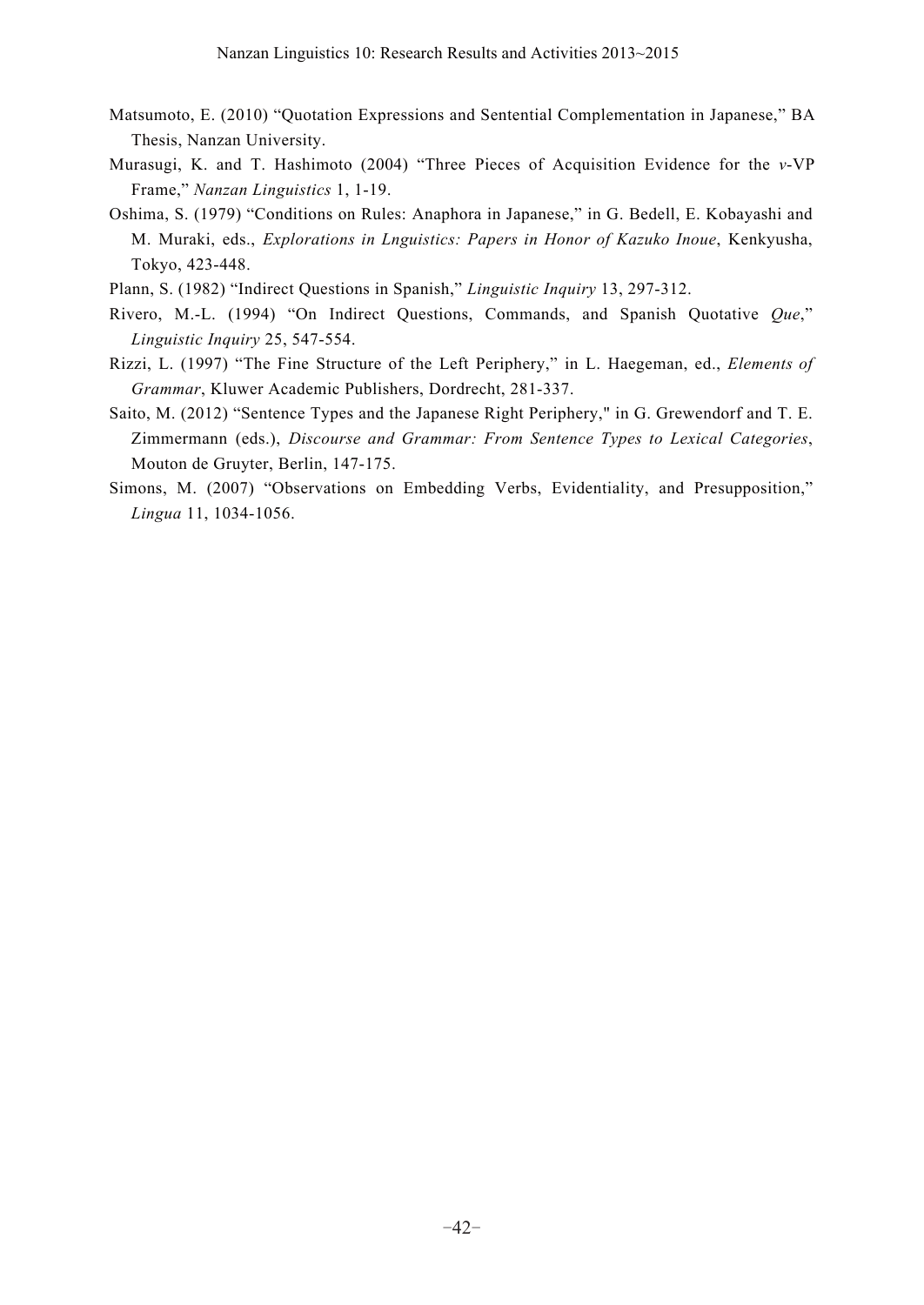Matsumoto, E. (2010) “Quotation Expressions and Sentential Complementation in Japanese,” BA Thesis, Nanzan University.

Murasugi, K. and T. Hashimoto (2004) “Three Pieces of Acquisition Evidence for the *v*-VP Frame,” *Nanzan Linguistics* 1, 1-19.

Oshima, S. (1979) “Conditions on Rules: Anaphora in Japanese,” in G. Bedell, E. Kobayashi and M. Muraki, eds., *Explorations in Lnguistics: Papers in Honor of Kazuko Inoue*, Kenkyusha, Tokyo, 423-448.

Plann, S. (1982) “Indirect Questions in Spanish,” *Linguistic Inquiry* 13, 297-312.

Rivero, M.-L. (1994) “On Indirect Questions, Commands, and Spanish Quotative *Que*,” *Linguistic Inquiry* 25, 547-554.

Rizzi, L. (1997) “The Fine Structure of the Left Periphery,” in L. Haegeman, ed., *Elements of Grammar*, Kluwer Academic Publishers, Dordrecht, 281-337.

Saito, M. (2012) “Sentence Types and the Japanese Right Periphery," in G. Grewendorf and T. E. Zimmermann (eds.), *Discourse and Grammar: From Sentence Types to Lexical Categories*, Mouton de Gruyter, Berlin, 147-175.

Simons, M. (2007) “Observations on Embedding Verbs, Evidentiality, and Presupposition,” *Lingua* 11, 1034-1056.